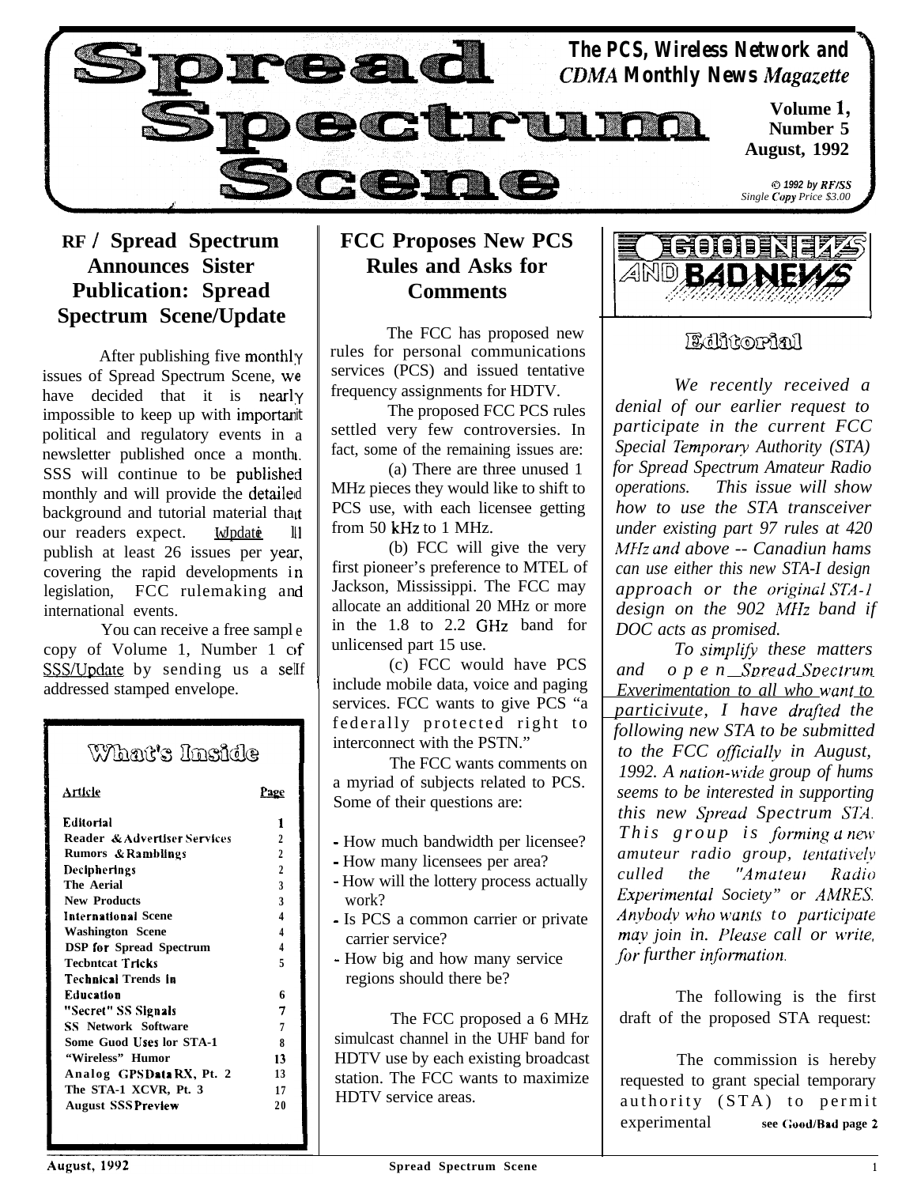# Spread Spectrum Scene

**The PCS, Wireless Network and CDMA Monthly News Magazette**

**Volume 1, Number 5**
**August, 1992**

*© 1992 by RF/SS*
*Single Copy Price $3.00*

## RF / Spread Spectrum Announces Sister Publication: Spread Spectrum Scene/Update

After publishing five monthly issues of Spread Spectrum Scene, we have decided that it is nearly impossible to keep up with important political and regulatory events in a newsletter published once a month. SSS will continue to be published monthly and will provide the detailed background and tutorial material that our readers expect. Update will publish at least 26 issues per year, covering the rapid developments in legislation, FCC rulemaking and international events.

You can receive a free sample copy of Volume 1, Number 1 of SSS/Update by sending us a self addressed stamped envelope.

### What's Inside

| Article | Page |
|---|---|
| Editorial | 1 |
| Reader & Advertiser Services | 2 |
| Rumors & Ramblings | 2 |
| Decipherings | 2 |
| The Aerial | 3 |
| New Products | 3 |
| International Scene | 4 |
| Washington Scene | 4 |
| DSP for Spread Spectrum | 4 |
| Technical Tricks | 5 |
| Technical Trends in Education | 6 |
| "Secret" SS Signals | 7 |
| SS Network Software | 7 |
| Some Good Uses for STA-1 | 8 |
| "Wireless" Humor | 13 |
| Analog GPS Data RX, Pt. 2 | 13 |
| The STA-1 XCVR, Pt. 3 | 17 |
| August SSS Preview | 20 |

## FCC Proposes New PCS Rules and Asks for Comments

The FCC has proposed new rules for personal communications services (PCS) and issued tentative frequency assignments for HDTV.

The proposed FCC PCS rules settled very few controversies. In fact, some of the remaining issues are:

(a) There are three unused 1 MHz pieces they would like to shift to PCS use, with each licensee getting from 50 kHz to 1 MHz.

(b) FCC will give the very first pioneer's preference to MTEL of Jackson, Mississippi. The FCC may allocate an additional 20 MHz or more in the 1.8 to 2.2 GHz band for unlicensed part 15 use.

(c) FCC would have PCS include mobile data, voice and paging services. FCC wants to give PCS "a federally protected right to interconnect with the PSTN."

The FCC wants comments on a myriad of subjects related to PCS. Some of their questions are:

- How much bandwidth per licensee?
- How many licensees per area?
- How will the lottery process actually work?
- Is PCS a common carrier or private carrier service?
- How big and how many service regions should there be?

The FCC proposed a 6 MHz simulcast channel in the UHF band for HDTV use by each existing broadcast station. The FCC wants to maximize HDTV service areas.

## Good News and Bad News

### Editorial

*We recently received a denial of our earlier request to participate in the current FCC Special Temporary Authority (STA) for Spread Spectrum Amateur Radio operations. This issue will show how to use the STA transceiver under existing part 97 rules at 420 MHz and above -- Canadiun hams can use either this new STA-I design approach or the original STA-1 design on the 902 MHz band if DOC acts as promised.*

*To simplify these matters and open Spread Spectrum Experimentation to all who want to participate, I have drafted the following new STA to be submitted to the FCC officially in August, 1992. A nation-wide group of hums seems to be interested in supporting this new Spread Spectrum STA. This group is forming a new amuteur radio group, tentatively culled the "Amateur Radio Experimental Society" or AMRES. Anybody who wants to participate may join in. Please call or write, for further information.*

The following is the first draft of the proposed STA request:

The commission is hereby requested to grant special temporary authority (STA) to permit experimental **see Good/Bad page 2**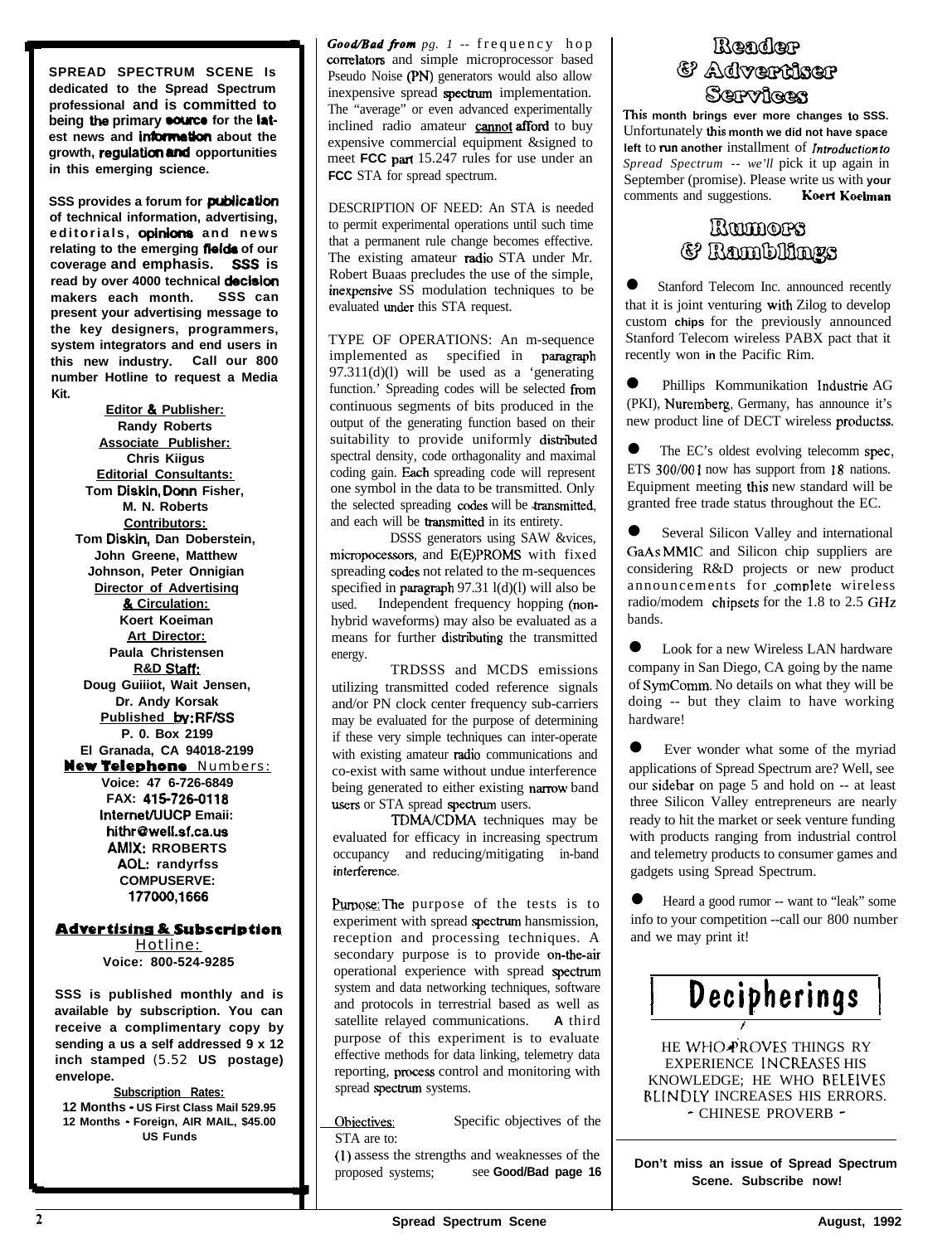**SPREAD SPECTRUM SCENE is dedicated to the Spread Spectrum professional and is committed to being the primary source for the latest news and information about the growth, regulation and opportunities in this emerging science.**

**SSS provides a forum for publication of technical information, advertising, editorials, opinions and news relating to the emerging fields of our coverage and emphasis. SSS is read by over 4000 technical decision makers each month. SSS can present your advertising message to the key designers, programmers, system integrators and end users in this new industry. Call our 800 number Hotline to request a Media Kit.**

**Editor & Publisher:**
**Randy Roberts**
**Associate Publisher:**
**Chris Kiigus**
**Editorial Consultants:**
**Tom Diskin, Donn Fisher, M. N. Roberts**
**Contributors:**
**Tom Diskin, Dan Doberstein, John Greene, Matthew Johnson, Peter Onnigian**
**Director of Advertising & Circulation:**
**Koert Koeiman**
**Art Director:**
**Paula Christensen**
**R&D Staff:**
**Doug Guiiiot, Wait Jensen, Dr. Andy Korsak**
**Published by: RF/SS**
**P. 0. Box 2199**
**El Granada, CA 94018-2199**

**New Telephone Numbers:**
**Voice: 47 6-726-6849**
**FAX: 415-726-0118**
**Internet/UUCP Email: hithr@well.sf.ca.us**
**AMIX: RROBERTS**
**AOL: randyrfss**
**COMPUSERVE: 177000,1666**

**Advertising & Subscription Hotline:**
**Voice: 800-524-9285**

**SSS is published monthly and is available by subscription. You can receive a complimentary copy by sending a us a self addressed 9 x 12 inch stamped (5.52 US postage) envelope.**

**Subscription Rates:**
**12 Months - US First Class Mail 529.95**
**12 Months - Foreign, AIR MAIL, $45.00**
**US Funds**

***Good/Bad from*** *pg. 1* -- frequency hop correlators and simple microprocessor based Pseudo Noise (PN) generators would also allow inexpensive spread spectrum implementation. The "average" or even advanced experimentally inclined radio amateur cannot afford to buy expensive commercial equipment &signed to meet **FCC** part 15.247 rules for use under an **FCC** STA for spread spectrum.

DESCRIPTION OF NEED: An STA is needed to permit experimental operations until such time that a permanent rule change becomes effective. The existing amateur radio STA under Mr. Robert Buaas precludes the use of the simple, inexpensive SS modulation techniques to be evaluated under this STA request.

TYPE OF OPERATIONS: An m-sequence implemented as specified in paragraph 97.311(d)(l) will be used as a 'generating function.' Spreading codes will be selected from continuous segments of bits produced in the output of the generating function based on their suitability to provide uniformly distributed spectral density, code orthagonality and maximal coding gain. Each spreading code will represent one symbol in the data to be transmitted. Only the selected spreading codes will be transmitted, and each will be transmitted in its entirety.

DSSS generators using SAW &vices, microprocessors, and E(E)PROMS with fixed spreading codes not related to the m-sequences specified in paragraph 97.31 l(d)(l) will also be used. Independent frequency hopping (non-hybrid waveforms) may also be evaluated as a means for further distributing the transmitted energy.

TRDSSS and MCDS emissions utilizing transmitted coded reference signals and/or PN clock center frequency sub-carriers may be evaluated for the purpose of determining if these very simple techniques can inter-operate with existing amateur radio communications and co-exist with same without undue interference being generated to either existing narrow band users or STA spread spectrum users.

TDMA/CDMA techniques may be evaluated for efficacy in increasing spectrum occupancy and reducing/mitigating in-band interference.

Purpose: The purpose of the tests is to experiment with spread spectrum hansmission, reception and processing techniques. A secondary purpose is to provide on-the-air operational experience with spread spectrum system and data networking techniques, software and protocols in terrestrial based as well as satellite relayed communications. **A** third purpose of this experiment is to evaluate effective methods for data linking, telemetry data reporting, process control and monitoring with spread spectrum systems.

Objectives: Specific objectives of the STA are to:

(1) assess the strengths and weaknesses of the proposed systems; see **Good/Bad page 16**

# Reader & Advertiser Services

**This month brings ever more changes to SSS.** Unfortunately **this month we did not have space left** to run **another** installment of *Introduction to Spread Spectrum -- we'll* pick it up again in September (promise). Please write us with **your** comments and suggestions. **Koert Koelman**

# Rumors & Ramblings

- Stanford Telecom Inc. announced recently that it is joint venturing with Zilog to develop custom **chips** for the previously announced Stanford Telecom wireless PABX pact that it recently won **in** the Pacific Rim.

- Phillips Kommunikation Industrie AG (PKI), Nuremberg, Germany, has announce it's new product line of DECT wireless productss.

- The EC's oldest evolving telecomm spec, ETS 300/001 now has support from 18 nations. Equipment meeting this new standard will be granted free trade status throughout the EC.

- Several Silicon Valley and international GaAs MMIC and Silicon chip suppliers are considering R&D projects or new product announcements for complete wireless radio/modem chipsets for the 1.8 to 2.5 GHz bands.

- Look for a new Wireless LAN hardware company in San Diego, CA going by the name of SymComm. No details on what they will be doing -- but they claim to have working hardware!

- Ever wonder what some of the myriad applications of Spread Spectrum are? Well, see our sidebar on page 5 and hold on -- at least three Silicon Valley entrepreneurs are nearly ready to hit the market or seek venture funding with products ranging from industrial control and telemetry products to consumer games and gadgets using Spread Spectrum.

- Heard a good rumor -- want to "leak" some info to your competition --call our 800 number and we may print it!

# Decipherings

HE WHO PROVES THINGS RY EXPERIENCE INCREASES HIS KNOWLEDGE; HE WHO BELEIVES BLINDLY INCREASES HIS ERRORS.
- CHINESE PROVERB -

**Don't miss an issue of Spread Spectrum Scene. Subscribe now!**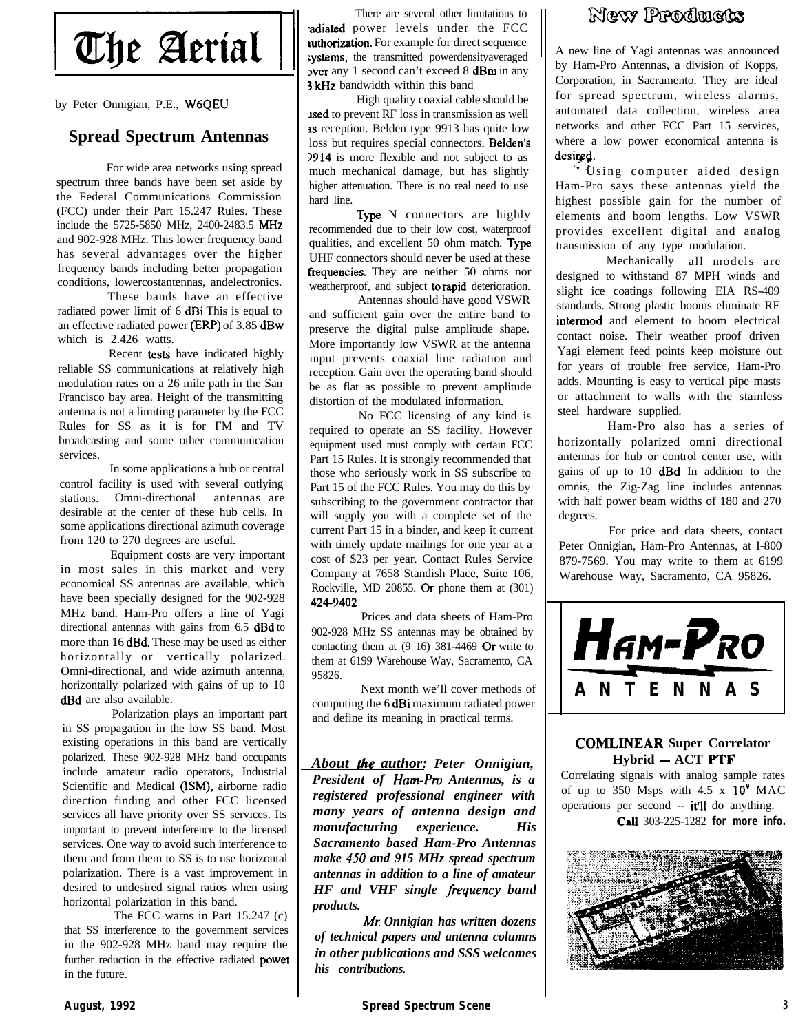# The Aerial

by Peter Onnigian, P.E., W6QEU

## Spread Spectrum Antennas

For wide area networks using spread spectrum three bands have been set aside by the Federal Communications Commission (FCC) under their Part 15.247 Rules. These include the 5725-5850 MHz, 2400-2483.5 MHz and 902-928 MHz. This lower frequency band has several advantages over the higher frequency bands including better propagation conditions, lower cost antennas, and electronics.

These bands have an effective radiated power limit of 6 dBi This is equal to an effective radiated power (ERP) of 3.85 dBw which is 2.426 watts.

Recent tests have indicated highly reliable SS communications at relatively high modulation rates on a 26 mile path in the San Francisco bay area. Height of the transmitting antenna is not a limiting parameter by the FCC Rules for SS as it is for FM and TV broadcasting and some other communication services.

In some applications a hub or central control facility is used with several outlying stations. Omni-directional antennas are desirable at the center of these hub cells. In some applications directional azimuth coverage from 120 to 270 degrees are useful.

Equipment costs are very important in most sales in this market and very economical SS antennas are available, which have been specially designed for the 902-928 MHz band. Ham-Pro offers a line of Yagi directional antennas with gains from 6.5 dBd to more than 16 dBd. These may be used as either horizontally or vertically polarized. Omni-directional, and wide azimuth antenna, horizontally polarized with gains of up to 10 dBd are also available.

Polarization plays an important part in SS propagation in the low SS band. Most existing operations in this band are vertically polarized. These 902-928 MHz band occupants include amateur radio operators, Industrial Scientific and Medical (ISM), airborne radio direction finding and other FCC licensed services all have priority over SS services. Its important to prevent interference to the licensed services. One way to avoid such interference to them and from them to SS is to use horizontal polarization. There is a vast improvement in desired to undesired signal ratios when using horizontal polarization in this band.

The FCC warns in Part 15.247 (c) that SS interference to the government services in the 902-928 MHz band may require the further reduction in the effective radiated power in the future.

There are several other limitations to radiated power levels under the FCC authorization. For example for direct sequence systems, the transmitted power density averaged over any 1 second can't exceed 8 dBm in any 3 kHz bandwidth within this band

High quality coaxial cable should be used to prevent RF loss in transmission as well as reception. Belden type 9913 has quite low loss but requires special connectors. Belden's 9914 is more flexible and not subject to as much mechanical damage, but has slightly higher attenuation. There is no real need to use hard line.

Type N connectors are highly recommended due to their low cost, waterproof qualities, and excellent 50 ohm match. Type UHF connectors should never be used at these frequencies. They are neither 50 ohms nor weatherproof, and subject to rapid deterioration.

Antennas should have good VSWR and sufficient gain over the entire band to preserve the digital pulse amplitude shape. More importantly low VSWR at the antenna input prevents coaxial line radiation and reception. Gain over the operating band should be as flat as possible to prevent amplitude distortion of the modulated information.

No FCC licensing of any kind is required to operate an SS facility. However equipment used must comply with certain FCC Part 15 Rules. It is strongly recommended that those who seriously work in SS subscribe to Part 15 of the FCC Rules. You may do this by subscribing to the government contractor that will supply you with a complete set of the current Part 15 in a binder, and keep it current with timely update mailings for one year at a cost of $23 per year. Contact Rules Service Company at 7658 Standish Place, Suite 106, Rockville, MD 20855. Or phone them at (301) 424-9402

Prices and data sheets of Ham-Pro 902-928 MHz SS antennas may be obtained by contacting them at (9 16) 381-4469 Or write to them at 6199 Warehouse Way, Sacramento, CA 95826.

Next month we'll cover methods of computing the 6 dBi maximum radiated power and define its meaning in practical terms.

***About the author:*** ***Peter Onnigian, President of Ham-Pro Antennas, is a registered professional engineer with many years of antenna design and manufacturing experience. His Sacramento based Ham-Pro Antennas make 450 and 915 MHz spread spectrum antennas in addition to a line of amateur HF and VHF single frequency band products.***

***Mr. Onnigian has written dozens of technical papers and antenna columns in other publications and SSS welcomes his contributions.***

# New Products

A new line of Yagi antennas was announced by Ham-Pro Antennas, a division of Kopps, Corporation, in Sacramento. They are ideal for spread spectrum, wireless alarms, automated data collection, wireless area networks and other FCC Part 15 services, where a low power economical antenna is desired.

Using computer aided design Ham-Pro says these antennas yield the highest possible gain for the number of elements and boom lengths. Low VSWR provides excellent digital and analog transmission of any type modulation.

Mechanically all models are designed to withstand 87 MPH winds and slight ice coatings following EIA RS-409 standards. Strong plastic booms eliminate RF intermod and element to boom electrical contact noise. Their weather proof driven Yagi element feed points keep moisture out for years of trouble free service, Ham-Pro adds. Mounting is easy to vertical pipe masts or attachment to walls with the stainless steel hardware supplied.

Ham-Pro also has a series of horizontally polarized omni directional antennas for hub or control center use, with gains of up to 10 dBd In addition to the omnis, the Zig-Zag line includes antennas with half power beam widths of 180 and 270 degrees.

For price and data sheets, contact Peter Onnigian, Ham-Pro Antennas, at I-800 879-7569. You may write to them at 6199 Warehouse Way, Sacramento, CA 95826.

**HAM-PRO ANTENNAS**

**COMLINEAR Super Correlator Hybrid -- ACT PTF**

Correlating signals with analog sample rates of up to 350 Msps with 4.5 x $10^9$ MAC operations per second -- it'll do anything.

**Call** 303-225-1282 **for more info.**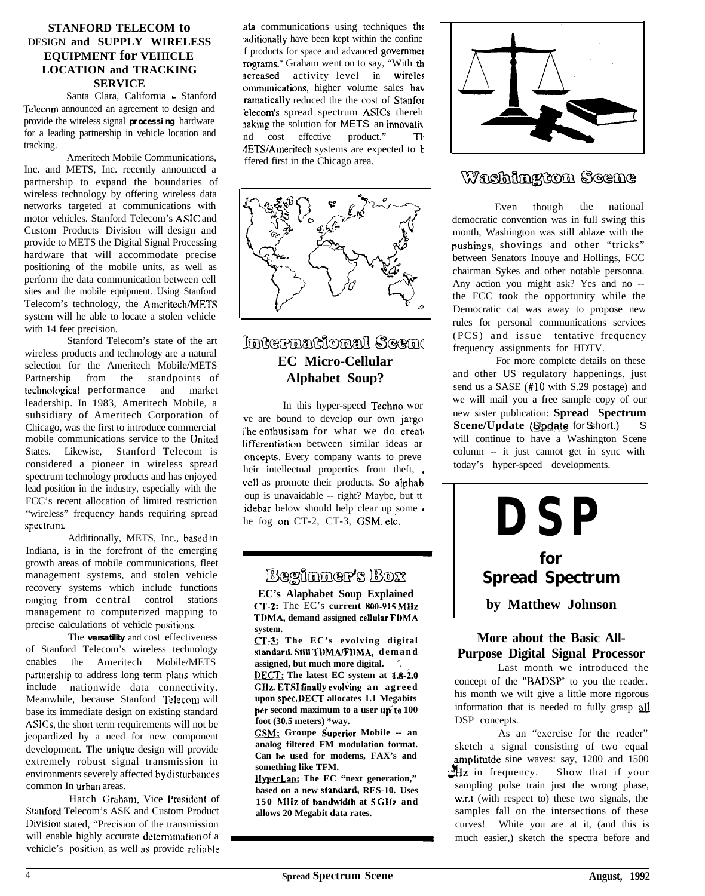### STANFORD TELECOM to DESIGN and SUPPLY WIRELESS EQUIPMENT for VEHICLE LOCATION and TRACKING SERVICE

Santa Clara, California - Stanford Telecom announced an agreement to design and provide the wireless signal **processing** hardware for a leading partnership in vehicle location and tracking.

Ameritech Mobile Communications, Inc. and METS, Inc. recently announced a partnership to expand the boundaries of wireless technology by offering wireless data networks targeted at communications with motor vehicles. Stanford Telecom's ASIC and Custom Products Division will design and provide to METS the Digital Signal Processing hardware that will accommodate precise positioning of the mobile units, as well as perform the data communication between cell sites and the mobile equipment. Using Stanford Telecom's technology, the Ameritech/METS system will he able to locate a stolen vehicle with 14 feet precision.

Stanford Telecom's state of the art wireless products and technology are a natural selection for the Ameritech Mobile/METS Partnership from the standpoints of technological performance and market leadership. In 1983, Ameritech Mobile, a suhsidiary of Ameritech Corporation of Chicago, was the first to introduce commercial mobile communications service to the United States. Likewise, Stanford Telecom is considered a pioneer in wireless spread spectrum technology products and has enjoyed lead position in the industry, especially with the FCC's recent allocation of limited restriction "wireless" frequency hands requiring spread spectrum.

Additionally, METS, Inc., based in Indiana, is in the forefront of the emerging growth areas of mobile communications, fleet management systems, and stolen vehicle recovery systems which include functions ranging from central control stations management to computerized mapping to precise calculations of vehicle positions.

The **versatility** and cost effectiveness of Stanford Telecom's wireless technology enables the Ameritech Mobile/METS partnership to address long term plans which include nationwide data connectivity. Meanwhile, because Stanford Telecom will base its immediate design on existing standard ASICs, the short term requirements will not be jeopardized hy a need for new component development. The unique design will provide extremely robust signal transmission in environments severely affected by disturbances common In urban areas.

Hatch Graham, Vice President of Stanford Telecom's ASK and Custom Product Division stated, "Precision of the transmission will enable highly accurate determination of a vehicle's position, as well as provide reliable data communications using techniques that traditionally have been kept within the confine of products for space and advanced government programs." Graham went on to say, "With the increased activity level in wireless communications, higher volume sales have dramatically reduced the the cost of Stanford Telecom's spread spectrum ASICs thereby making the solution for METS an innovative and cost effective product." The METS/Ameritech systems are expected to be offered first in the Chicago area.

## International Scene

### EC Micro-Cellular Alphabet Soup?

In this hyper-speed Techno world we are bound to develop our own jargon. The enthusisam for what we do create differentiation between similar ideas and concepts. Every company wants to prevent their intellectual properties from theft, as well as promote their products. So alphabet soup is unavaidable -- right? Maybe, but the sidebar below should help clear up some of the fog on CT-2, CT-3, GSM, etc.

## Beginner's Box

**EC's Alaphabet Soup Explained**

**CT-2:** The EC's **current 800-915 MHz TDMA, demand assigned cellular FDMA system.**

**CT-3: The EC's evolving digital standard. Still TDMA/FDMA, demand assigned, but much more digital.**

**DECT: The latest EC system at 1.8-2.0 GHz. ETSI finally evolving an agreed upon spec.DECT allocates 1.1 Megabits per second maximum to a user up to 100 foot (30.5 meters) *way.**

**GSM: Groupe Superior Mobile -- an analog filtered FM modulation format. Can be used for modems, FAX's and something like TFM.**

**HyperLan: The EC "next generation," based on a new standard, RES-10. Uses 150 MHz of bandwidth at 5 GHz and allows 20 Megabit data rates.**

## Washington Scene

Even though the national democratic convention was in full swing this month, Washington was still ablaze with the pushings, shovings and other "tricks" between Senators Inouye and Hollings, FCC chairman Sykes and other notable personna. Any action you might ask? Yes and no -- the FCC took the opportunity while the Democratic cat was away to propose new rules for personal communications services (PCS) and issue tentative frequency frequency assignments for HDTV.

For more complete details on these and other US regulatory happenings, just send us a SASE (#10 with S.29 postage) and we will mail you a free sample copy of our new sister publication: **Spread Spectrum Scene/Update** (SSUpdate for short.) S will continue to have a Washington Scene column -- it just cannot get in sync with today's hyper-speed developments.

# DSP for Spread Spectrum

**by Matthew Johnson**

### More about the Basic All-Purpose Digital Signal Processor

Last month we introduced the concept of the "BADSP" to you the reader. his month we wilt give a little more rigorous information that is needed to fully grasp all DSP concepts.

As an "exercise for the reader" sketch a signal consisting of two equal amplitutde sine waves: say, 1200 and 1500 Hz in frequency. Show that if your sampling pulse train just the wrong phase, w.r.t (with respect to) these two signals, the samples fall on the intersections of these curves! White you are at it, (and this is much easier,) sketch the spectra before and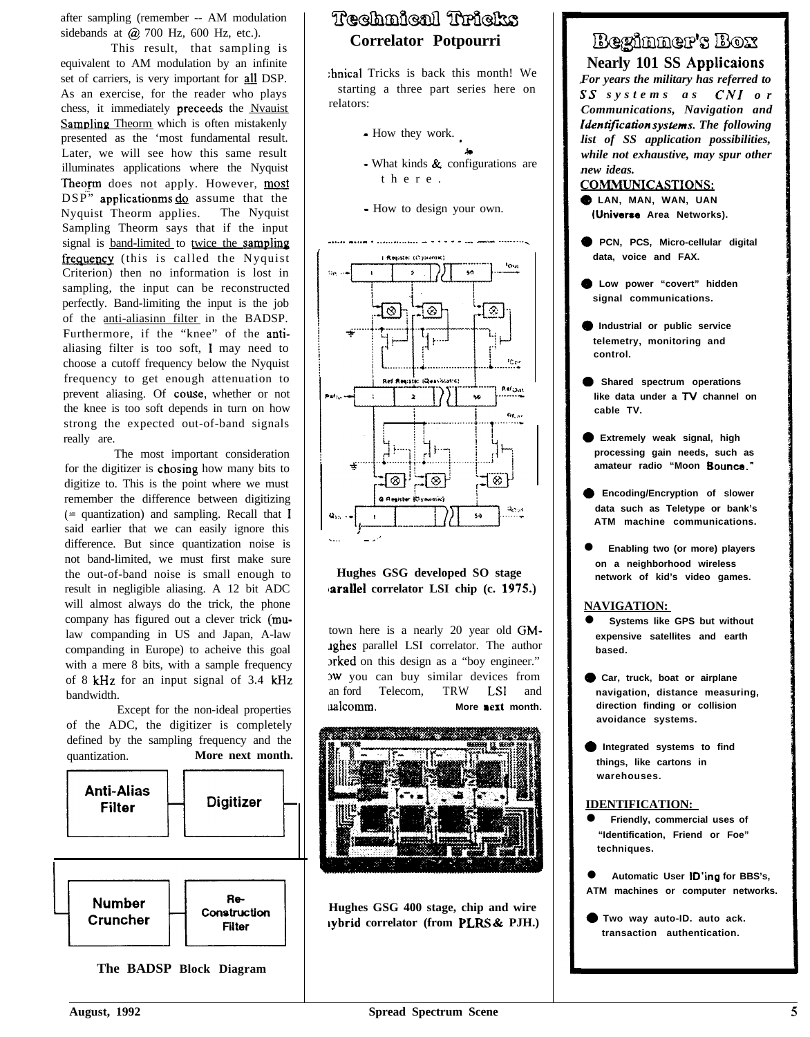after sampling (remember -- AM modulation sidebands at @ 700 Hz, 600 Hz, etc.).

This result, that sampling is equivalent to AM modulation by an infinite set of carriers, is very important for all DSP. As an exercise, for the reader who plays chess, it immediately preceeds the Nvauist Sampling Theorm which is often mistakenly presented as the 'most fundamental result. Later, we will see how this same result illuminates applications where the Nyquist Theorm does not apply. However, most DSP" applicationms do assume that the Nyquist Theorm applies. The Nyquist Sampling Theorm says that if the input signal is band-limited to twice the sampling frequency (this is called the Nyquist Criterion) then no information is lost in sampling, the input can be reconstructed perfectly. Band-limiting the input is the job of the anti-aliasinn filter in the BADSP. Furthermore, if the "knee" of the anti-aliasing filter is too soft, I may need to choose a cutoff frequency below the Nyquist frequency to get enough attenuation to prevent aliasing. Of couse, whether or not the knee is too soft depends in turn on how strong the expected out-of-band signals really are.

The most important consideration for the digitizer is chosing how many bits to digitize to. This is the point where we must remember the difference between digitizing (= quantization) and sampling. Recall that I said earlier that we can easily ignore this difference. But since quantization noise is not band-limited, we must first make sure the out-of-band noise is small enough to result in negligible aliasing. A 12 bit ADC will almost always do the trick, the phone company has figured out a clever trick (mu-law companding in US and Japan, A-law companding in Europe) to acheive this goal with a mere 8 bits, with a sample frequency of 8 kHz for an input signal of 3.4 kHz bandwidth.

Except for the non-ideal properties of the ADC, the digitizer is completely defined by the sampling frequency and the quantization. **More next month.**

Anti-Alias Filter — Digitizer — Number Cruncher — Re-Construction Filter

**The BADSP Block Diagram**

# Technical Tricks

## Correlator Potpourri

Technical Tricks is back this month! We are starting a three part series here on correlators:

- How they work.
- What kinds & configurations are there.
- How to design your own.

**Hughes GSG developed SO stage parallel correlator LSI chip (c. 1975.)**

Shown here is a nearly 20 year old GM-Hughes parallel LSI correlator. The author worked on this design as a "boy engineer." Now you can buy similar devices from Stanford Telecom, TRW LSI and Qualcomm. **More next month.**

**Hughes GSG 400 stage, chip and wire hybrid correlator (from PLRS & PJH.)**

# Beginner's Box

## Nearly 101 SS Applicaions

***For years the military has referred to SS systems as CNI or Communications, Navigation and Identification systems. The following list of SS application possibilities, while not exhaustive, may spur other new ideas.***

**COMMUNICASTIONS:**

- **LAN, MAN, WAN, UAN (Universe Area Networks).**
- **PCN, PCS, Micro-cellular digital data, voice and FAX.**
- **Low power "covert" hidden signal communications.**
- **Industrial or public service telemetry, monitoring and control.**
- **Shared spectrum operations like data under a TV channel on cable TV.**
- **Extremely weak signal, high processing gain needs, such as amateur radio "Moon Bounce."**
- **Encoding/Encryption of slower data such as Teletype or bank's ATM machine communications.**
- **Enabling two (or more) players on a neighborhood wireless network of kid's video games.**

**NAVIGATION:**

- **Systems like GPS but without expensive satellites and earth based.**
- **Car, truck, boat or airplane navigation, distance measuring, direction finding or collision avoidance systems.**
- **Integrated systems to find things, like cartons in warehouses.**

**IDENTIFICATION:**

- **Friendly, commercial uses of "Identification, Friend or Foe" techniques.**
- **Automatic User ID'ing for BBS's, ATM machines or computer networks.**
- **Two way auto-ID. auto ack. transaction authentication.**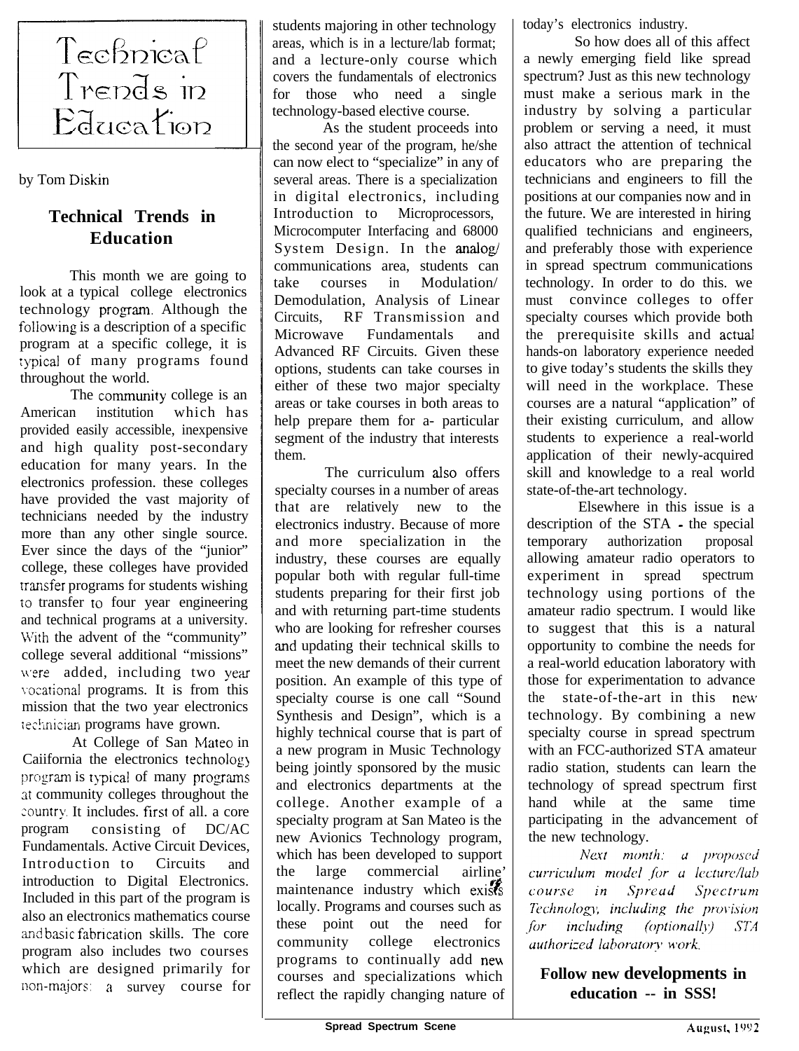# Technical Trends in Education

by Tom Diskin

## Technical Trends in Education

This month we are going to look at a typical college electronics technology program. Although the following is a description of a specific program at a specific college, it is typical of many programs found throughout the world.

The community college is an American institution which has provided easily accessible, inexpensive and high quality post-secondary education for many years. In the electronics profession. these colleges have provided the vast majority of technicians needed by the industry more than any other single source. Ever since the days of the "junior" college, these colleges have provided transfer programs for students wishing to transfer to four year engineering and technical programs at a university. With the advent of the "community" college several additional "missions" were added, including two year vocational programs. It is from this mission that the two year electronics technician programs have grown.

At College of San Mateo in Caiifornia the electronics technology program is typical of many programs at community colleges throughout the country. It includes. first of all. a core program consisting of DC/AC Fundamentals. Active Circuit Devices, Introduction to Circuits and introduction to Digital Electronics. Included in this part of the program is also an electronics mathematics course and basic fabrication skills. The core program also includes two courses which are designed primarily for non-majors: a survey course for students majoring in other technology areas, which is in a lecture/lab format; and a lecture-only course which covers the fundamentals of electronics for those who need a single technology-based elective course.

As the student proceeds into the second year of the program, he/she can now elect to "specialize" in any of several areas. There is a specialization in digital electronics, including Introduction to Microprocessors, Microcomputer Interfacing and 68000 System Design. In the analog/ communications area, students can take courses in Modulation/ Demodulation, Analysis of Linear Circuits, RF Transmission and Microwave Fundamentals and Advanced RF Circuits. Given these options, students can take courses in either of these two major specialty areas or take courses in both areas to help prepare them for a- particular segment of the industry that interests them.

The curriculum also offers specialty courses in a number of areas that are relatively new to the electronics industry. Because of more and more specialization in the industry, these courses are equally popular both with regular full-time students preparing for their first job and with returning part-time students who are looking for refresher courses and updating their technical skills to meet the new demands of their current position. An example of this type of specialty course is one call "Sound Synthesis and Design", which is a highly technical course that is part of a new program in Music Technology being jointly sponsored by the music and electronics departments at the college. Another example of a specialty program at San Mateo is the new Avionics Technology program, which has been developed to support the large commercial airline' maintenance industry which exists locally. Programs and courses such as these point out the need for community college electronics programs to continually add new courses and specializations which reflect the rapidly changing nature of today's electronics industry.

So how does all of this affect a newly emerging field like spread spectrum? Just as this new technology must make a serious mark in the industry by solving a particular problem or serving a need, it must also attract the attention of technical educators who are preparing the technicians and engineers to fill the positions at our companies now and in the future. We are interested in hiring qualified technicians and engineers, and preferably those with experience in spread spectrum communications technology. In order to do this. we must convince colleges to offer specialty courses which provide both the prerequisite skills and actual hands-on laboratory experience needed to give today's students the skills they will need in the workplace. These courses are a natural "application" of their existing curriculum, and allow students to experience a real-world application of their newly-acquired skill and knowledge to a real world state-of-the-art technology.

Elsewhere in this issue is a description of the STA - the special temporary authorization proposal allowing amateur radio operators to experiment in spread spectrum technology using portions of the amateur radio spectrum. I would like to suggest that this is a natural opportunity to combine the needs for a real-world education laboratory with those for experimentation to advance the state-of-the-art in this new technology. By combining a new specialty course in spread spectrum with an FCC-authorized STA amateur radio station, students can learn the technology of spread spectrum first hand while at the same time participating in the advancement of the new technology.

*Next month: a proposed curriculum model for a lecture/lab course in Spread Spectrum Technology, including the provision for including (optionally) STA authorized laboratory work.*

**Follow new developments in education -- in SSS!**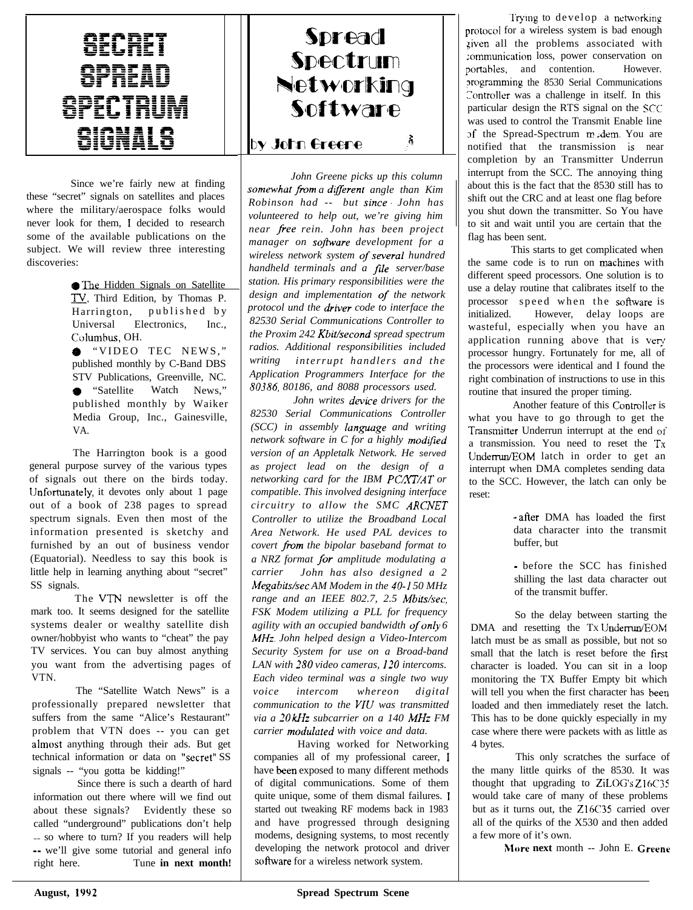# SECRET SPREAD SPECTRUM SIGNALS

Since we're fairly new at finding these "secret" signals on satellites and places where the military/aerospace folks would never look for them, I decided to research some of the available publications on the subject. We will review three interesting discoveries:

- The Hidden Signals on Satellite TV, Third Edition, by Thomas P. Harrington, published by Universal Electronics, Inc., Columbus, OH.
- "VIDEO TEC NEWS," published monthly by C-Band DBS STV Publications, Greenville, NC.
- "Satellite Watch News," published monthly by Waiker Media Group, Inc., Gainesville, VA.

The Harrington book is a good general purpose survey of the various types of signals out there on the birds today. Unfortunately, it devotes only about 1 page out of a book of 238 pages to spread spectrum signals. Even then most of the information presented is sketchy and furnished by an out of business vendor (Equatorial). Needless to say this book is little help in learning anything about "secret" SS signals.

The VTN newsletter is off the mark too. It seems designed for the satellite systems dealer or wealthy satellite dish owner/hobbyist who wants to "cheat" the pay TV services. You can buy almost anything you want from the advertising pages of VTN.

The "Satellite Watch News" is a professionally prepared newsletter that suffers from the same "Alice's Restaurant" problem that VTN does -- you can get almost anything through their ads. But get technical information or data on "secret" SS signals -- "you gotta be kidding!"

Since there is such a dearth of hard information out there where will we find out about these signals? Evidently these so called "underground" publications don't help -- so where to turn? If you readers will help -- we'll give some tutorial and general info right here. Tune **in next month!**

# Spread Spectrum Networking Software

## by John Greene

*John Greene picks up this column somewhat from a different angle than Kim Robinson had -- but since John has volunteered to help out, we're giving him near free rein. John has been project manager on software development for a wireless network system of several hundred handheld terminals and a file server/base station. His primary responsibilities were the design and implementation of the network protocol und the driver code to interface the 82530 Serial Communications Controller to the Proxim 242 Kbit/second spread spectrum radios. Additional responsibilities included writing interrupt handlers and the Application Programmers Interface for the 80386, 80186, and 8088 processors used.*

*John writes device drivers for the 82530 Serial Communications Controller (SCC) in assembly language and writing network software in C for a highly modified version of an Appletalk Network. He served as project lead on the design of a networking card for the IBM PC/XT/AT or compatible. This involved designing interface circuitry to allow the SMC ARCNET Controller to utilize the Broadband Local Area Network. He used PAL devices to covert from the bipolar baseband format to a NRZ format for amplitude modulating a carrier John has also designed a 2 Megabits/sec AM Modem in the 40-150 MHz range and an IEEE 802.7, 2.5 Mbits/sec, FSK Modem utilizing a PLL for frequency agility with an occupied bandwidth of only 6 MHz. John helped design a Video-Intercom Security System for use on a Broad-band LAN with 280 video cameras, 120 intercoms. Each video terminal was a single two wuy voice intercom whereon digital communication to the VIU was transmitted via a 20 kHz subcarrier on a 140 MHz FM carrier modulated with voice and data.*

Having worked for Networking companies all of my professional career, I have been exposed to many different methods of digital communications. Some of them quite unique, some of them dismal failures. I started out tweaking RF modems back in 1983 and have progressed through designing modems, designing systems, to most recently developing the network protocol and driver software for a wireless network system.

Trying to develop a networking protocol for a wireless system is bad enough given all the problems associated with communication loss, power conservation on portables, and contention. However. programming the 8530 Serial Communications Controller was a challenge in itself. In this particular design the RTS signal on the SCC was used to control the Transmit Enable line of the Spread-Spectrum modem. You are notified that the transmission is near completion by an Transmitter Underrun interrupt from the SCC. The annoying thing about this is the fact that the 8530 still has to shift out the CRC and at least one flag before you shut down the transmitter. So You have to sit and wait until you are certain that the flag has been sent.

This starts to get complicated when the same code is to run on machines with different speed processors. One solution is to use a delay routine that calibrates itself to the processor speed when the software is initialized. However, delay loops are wasteful, especially when you have an application running above that is very processor hungry. Fortunately for me, all of the processors were identical and I found the right combination of instructions to use in this routine that insured the proper timing.

Another feature of this Controller is what you have to go through to get the Transmitter Underrun interrupt at the end of a transmission. You need to reset the Tx Underrun/EOM latch in order to get an interrupt when DMA completes sending data to the SCC. However, the latch can only be reset:

- after DMA has loaded the first data character into the transmit buffer, but
- before the SCC has finished shilling the last data character out of the transmit buffer.

So the delay between starting the DMA and resetting the Tx Underrun/EOM latch must be as small as possible, but not so small that the latch is reset before the first character is loaded. You can sit in a loop monitoring the TX Buffer Empty bit which will tell you when the first character has been loaded and then immediately reset the latch. This has to be done quickly especially in my case where there were packets with as little as 4 bytes.

This only scratches the surface of the many little quirks of the 8530. It was thought that upgrading to ZiLOG's Z16C35 would take care of many of these problems but as it turns out, the Z16C35 carried over all of the quirks of the X530 and then added a few more of it's own.

**More next** month -- John E. Greene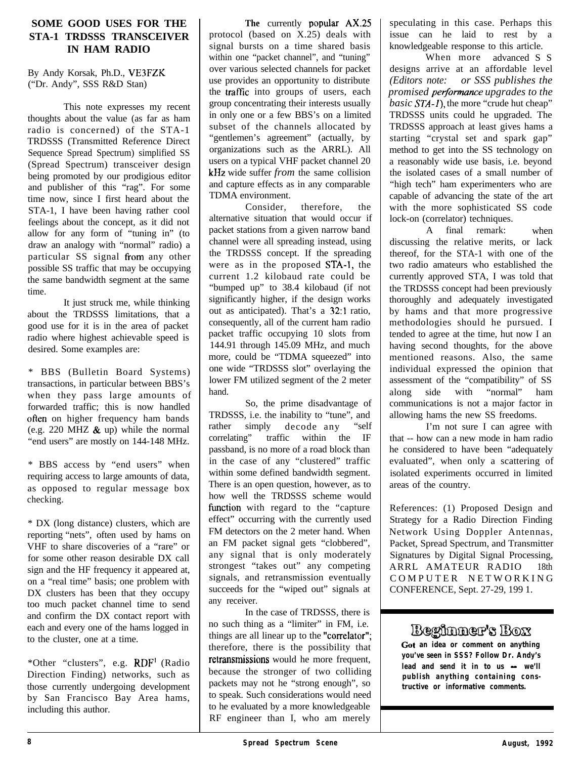# SOME GOOD USES FOR THE STA-1 TRDSSS TRANSCEIVER IN HAM RADIO

By Andy Korsak, Ph.D., VE3FZK ("Dr. Andy", SSS R&D Stan)

This note expresses my recent thoughts about the value (as far as ham radio is concerned) of the STA-1 TRDSSS (Transmitted Reference Direct Sequence Spread Spectrum) simplified SS (Spread Spectrum) transceiver design being promoted by our prodigious editor and publisher of this "rag". For some time now, since I first heard about the STA-1, I have been having rather cool feelings about the concept, as it did not allow for any form of "tuning in" (to draw an analogy with "normal" radio) a particular SS signal from any other possible SS traffic that may be occupying the same bandwidth segment at the same time.

It just struck me, while thinking about the TRDSSS limitations, that a good use for it is in the area of packet radio where highest achievable speed is desired. Some examples are:

* BBS (Bulletin Board Systems) transactions, in particular between BBS's when they pass large amounts of forwarded traffic; this is now handled often on higher frequency ham bands (e.g. 220 MHZ & up) while the normal "end users" are mostly on 144-148 MHz.

* BBS access by "end users" when requiring access to large amounts of data, as opposed to regular message box checking.

* DX (long distance) clusters, which are reporting "nets", often used by hams on VHF to share discoveries of a "rare" or for some other reason desirable DX call sign and the HF frequency it appeared at, on a "real time" basis; one problem with DX clusters has been that they occupy too much packet channel time to send and confirm the DX contact report with each and every one of the hams logged in to the cluster, one at a time.

*Other "clusters", e.g. RDF[1] (Radio Direction Finding) networks, such as those currently undergoing development by San Francisco Bay Area hams, including this author.

The currently popular AX.25 protocol (based on X.25) deals with signal bursts on a time shared basis within one "packet channel", and "tuning" over various selected channels for packet use provides an opportunity to distribute the traffic into groups of users, each group concentrating their interests usually in only one or a few BBS's on a limited subset of the channels allocated by "gentlemen's agreement" (actually, by organizations such as the ARRL). All users on a typical VHF packet channel 20 kHz wide suffer *from* the same collision and capture effects as in any comparable TDMA environment.

Consider, therefore, the alternative situation that would occur if packet stations from a given narrow band channel were all spreading instead, using the TRDSSS concept. If the spreading were as in the proposed STA-1, the current 1.2 kilobaud rate could be "bumped up" to 38.4 kilobaud (if not significantly higher, if the design works out as anticipated). That's a 32:1 ratio, consequently, all of the current ham radio packet traffic occupying 10 slots from 144.91 through 145.09 MHz, and much more, could be "TDMA squeezed" into one wide "TRDSSS slot" overlaying the lower FM utilized segment of the 2 meter band.

So, the prime disadvantage of TRDSSS, i.e. the inability to "tune", and rather simply decode any "self correlating" traffic within the IF passband, is no more of a road block than in the case of any "clustered" traffic within some defined bandwidth segment. There is an open question, however, as to how well the TRDSSS scheme would function with regard to the "capture effect" occurring with the currently used FM detectors on the 2 meter band. When an FM packet signal gets "clobbered", any signal that is only moderately strongest "takes out" any competing signals, and retransmission eventually succeeds for the "wiped out" signals at any receiver.

In the case of TRDSSS, there is no such thing as a "limiter" in FM, i.e. things are all linear up to the "correlator"; therefore, there is the possibility that retransmissions would he more frequent, because the stronger of two colliding packets may not he "strong enough", so to speak. Such considerations would need to he evaluated by a more knowledgeable RF engineer than I, who am merely speculating in this case. Perhaps this issue can he laid to rest by a knowledgeable response to this article.

When more advanced S S designs arrive at an affordable level *(Editors note: or SSS publishes the promised performance upgrades to the basic STA-1)*, the more "crude hut cheap" TRDSSS units could he upgraded. The TRDSSS approach at least gives hams a starting "crystal set and spark gap" method to get into the SS technology on a reasonably wide use basis, i.e. beyond the isolated cases of a small number of "high tech" ham experimenters who are capable of advancing the state of the art with the more sophisticated SS code lock-on (correlator) techniques.

A final remark: when discussing the relative merits, or lack thereof, for the STA-1 with one of the two radio amateurs who established the currently approved STA, I was told that the TRDSSS concept had been previously thoroughly and adequately investigated by hams and that more progressive methodologies should he pursued. I tended to agree at the time, hut now I an having second thoughts, for the above mentioned reasons. Also, the same individual expressed the opinion that assessment of the "compatibility" of SS along side with "normal" ham communications is not a major factor in allowing hams the new SS freedoms.

I'm not sure I can agree with that -- how can a new mode in ham radio he considered to have been "adequately evaluated", when only a scattering of isolated experiments occurred in limited areas of the country.

References: (1) Proposed Design and Strategy for a Radio Direction Finding Network Using Doppler Antennas, Packet, Spread Spectrum, and Transmitter Signatures by Digital Signal Processing, ARRL AMATEUR RADIO 18th COMPUTER NETWORKING CONFERENCE, Sept. 27-29, 199 1.

## Beginner's Box

**Got an idea or comment on anything you've seen in SSS? Follow Dr. Andy's lead and send it in to us -- we'll publish anything containing constructive or informative comments.**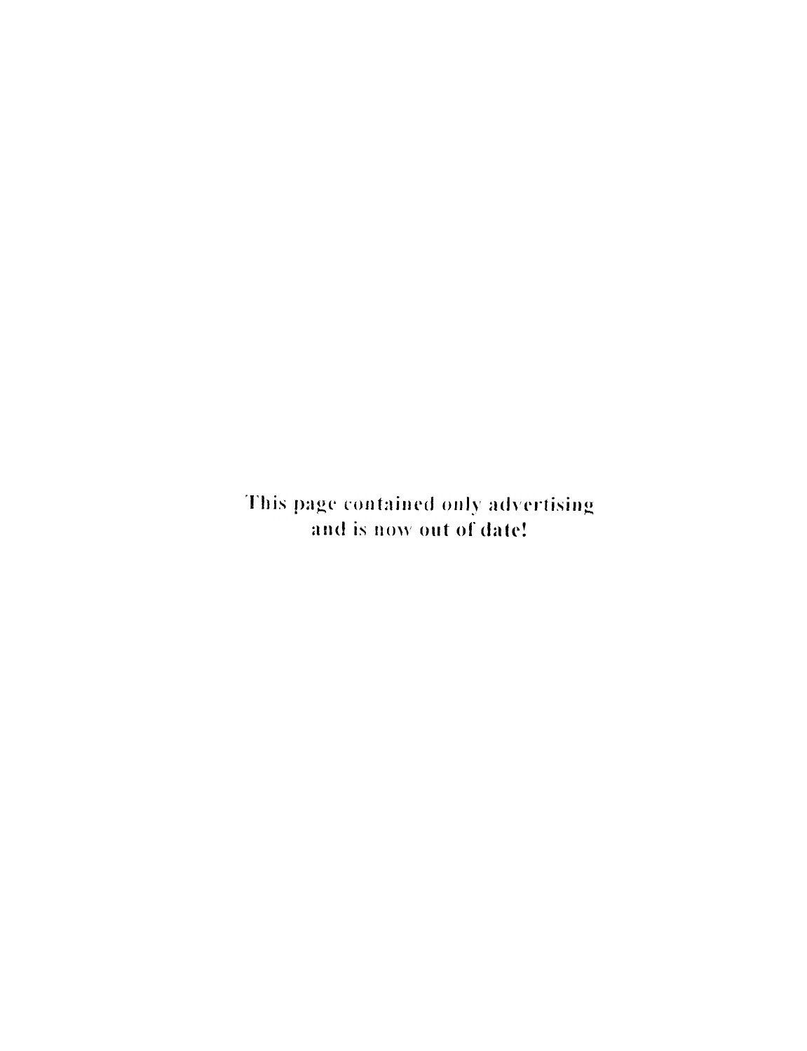This page contained only advertising
and is now out of date!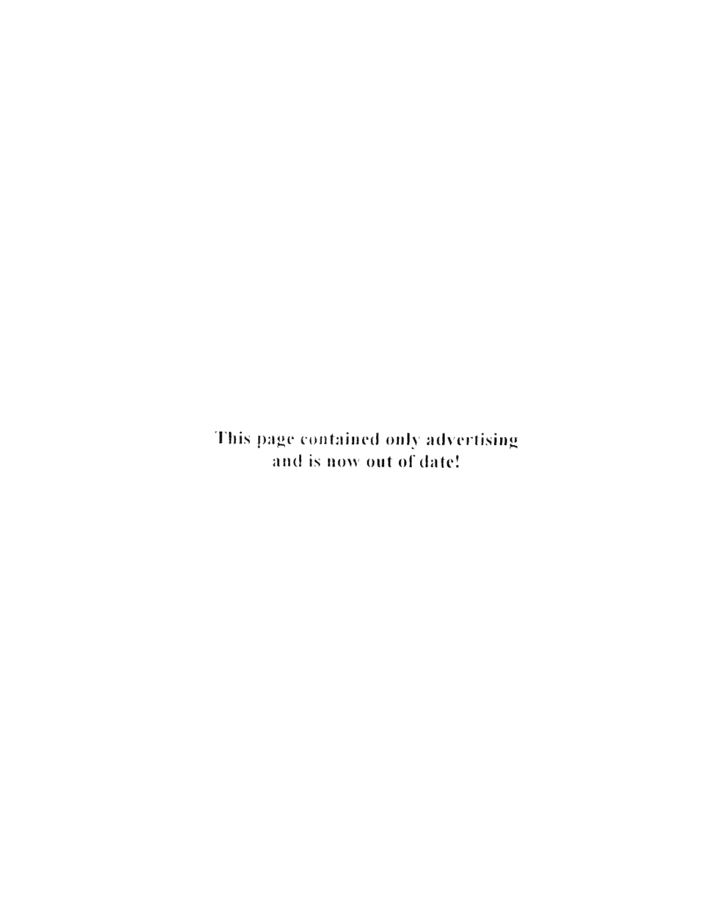This page contained only advertising
and is now out of date!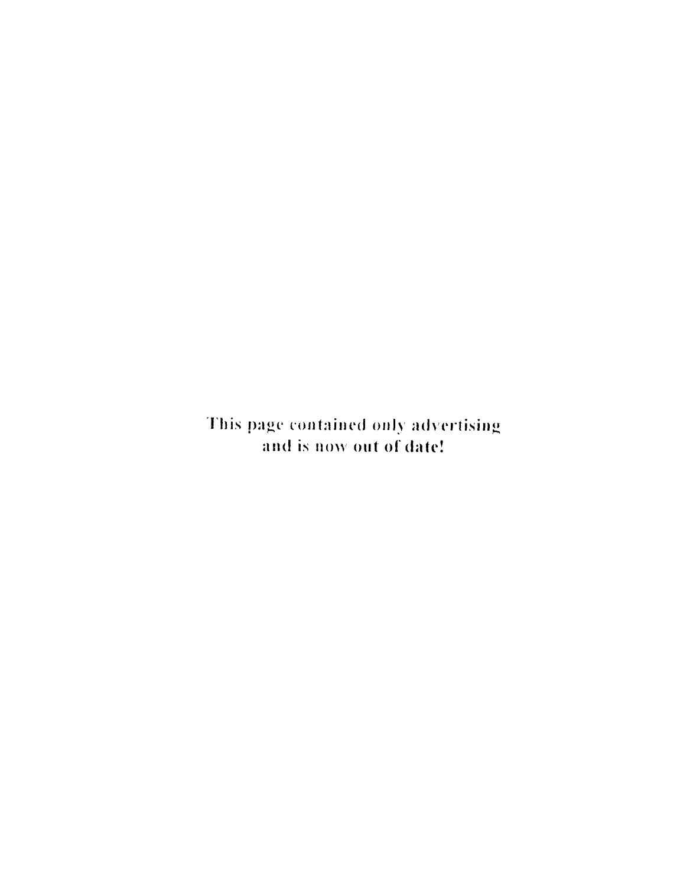This page contained only advertising
and is now out of date!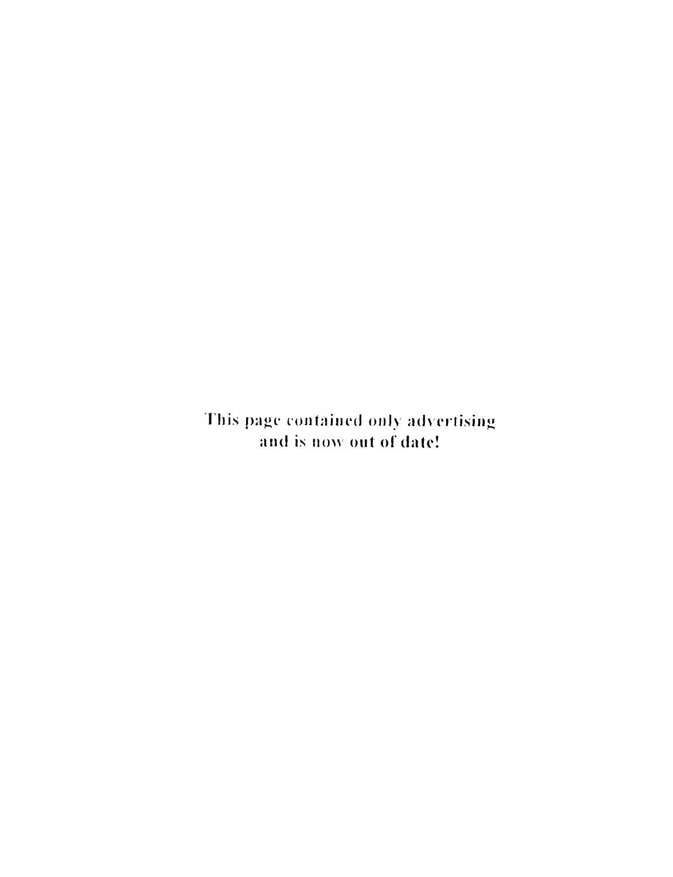This page contained only advertising
and is now out of date!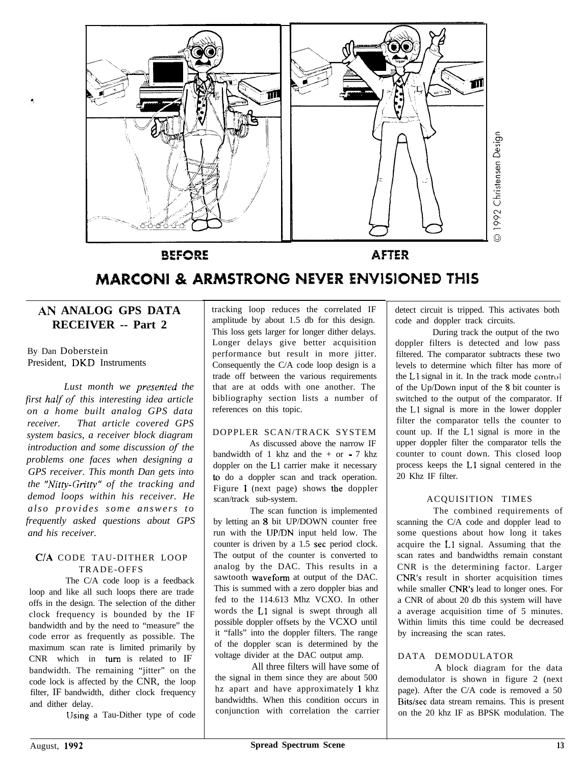BEFORE AFTER

© 1992 Christensen Design

# MARCONI & ARMSTRONG NEVER ENVISIONED THIS

## AN ANALOG GPS DATA RECEIVER -- Part 2

By Dan Doberstein
President, DKD Instruments

*Last month we presented the first half of this interesting idea article on a home built analog GPS data receiver. That article covered GPS system basics, a receiver block diagram introduction and some discussion of the problems one faces when designing a GPS receiver. This month Dan gets into the "Nitty-Gritty" of the tracking and demod loops within his receiver. He also provides some answers to frequently asked questions about GPS and his receiver.*

### C/A CODE TAU-DITHER LOOP TRADE-OFFS

The C/A code loop is a feedback loop and like all such loops there are trade offs in the design. The selection of the dither clock frequency is bounded by the IF bandwidth and by the need to "measure" the code error as frequently as possible. The maximum scan rate is limited primarily by CNR which in turn is related to IF bandwidth. The remaining "jitter" on the code lock is affected by the CNR, the loop filter, IF bandwidth, dither clock frequency and dither delay.

Using a Tau-Dither type of code tracking loop reduces the correlated IF amplitude by about 1.5 db for this design. This loss gets larger for longer dither delays. Longer delays give better acquisition performance but result in more jitter. Consequently the C/A code loop design is a trade off between the various requirements that are at odds with one another. The bibliography section lists a number of references on this topic.

### DOPPLER SCAN/TRACK SYSTEM

As discussed above the narrow IF bandwidth of 1 khz and the + or - 7 khz doppler on the L1 carrier make it necessary to do a doppler scan and track operation. Figure 1 (next page) shows the doppler scan/track sub-system.

The scan function is implemented by letting an 8 bit UP/DOWN counter free run with the UP/DN input held low. The counter is driven by a 1.5 sec period clock. The output of the counter is converted to analog by the DAC. This results in a sawtooth waveform at output of the DAC. This is summed with a zero doppler bias and fed to the 114.613 Mhz VCXO. In other words the L1 signal is swept through all possible doppler offsets by the VCXO until it "falls" into the doppler filters. The range of the doppler scan is determined by the voltage divider at the DAC output amp.

All three filters will have some of the signal in them since they are about 500 hz apart and have approximately 1 khz bandwidths. When this condition occurs in conjunction with correlation the carrier detect circuit is tripped. This activates both code and doppler track circuits.

During track the output of the two doppler filters is detected and low pass filtered. The comparator subtracts these two levels to determine which filter has more of the L1 signal in it. In the track mode control of the Up/Down input of the 8 bit counter is switched to the output of the comparator. If the L1 signal is more in the lower doppler filter the comparator tells the counter to count up. If the L1 signal is more in the upper doppler filter the comparator tells the counter to count down. This closed loop process keeps the L1 signal centered in the 20 Khz IF filter.

### ACQUISITION TIMES

The combined requirements of scanning the C/A code and doppler lead to some questions about how long it takes acquire the L1 signal. Assuming that the scan rates and bandwidths remain constant CNR is the determining factor. Larger CNR's result in shorter acquisition times while smaller CNR's lead to longer ones. For a CNR of about 20 db this system will have a average acquisition time of 5 minutes. Within limits this time could be decreased by increasing the scan rates.

### DATA DEMODULATOR

A block diagram for the data demodulator is shown in figure 2 (next page). After the C/A code is removed a 50 Bits/sec data stream remains. This is present on the 20 khz IF as BPSK modulation. The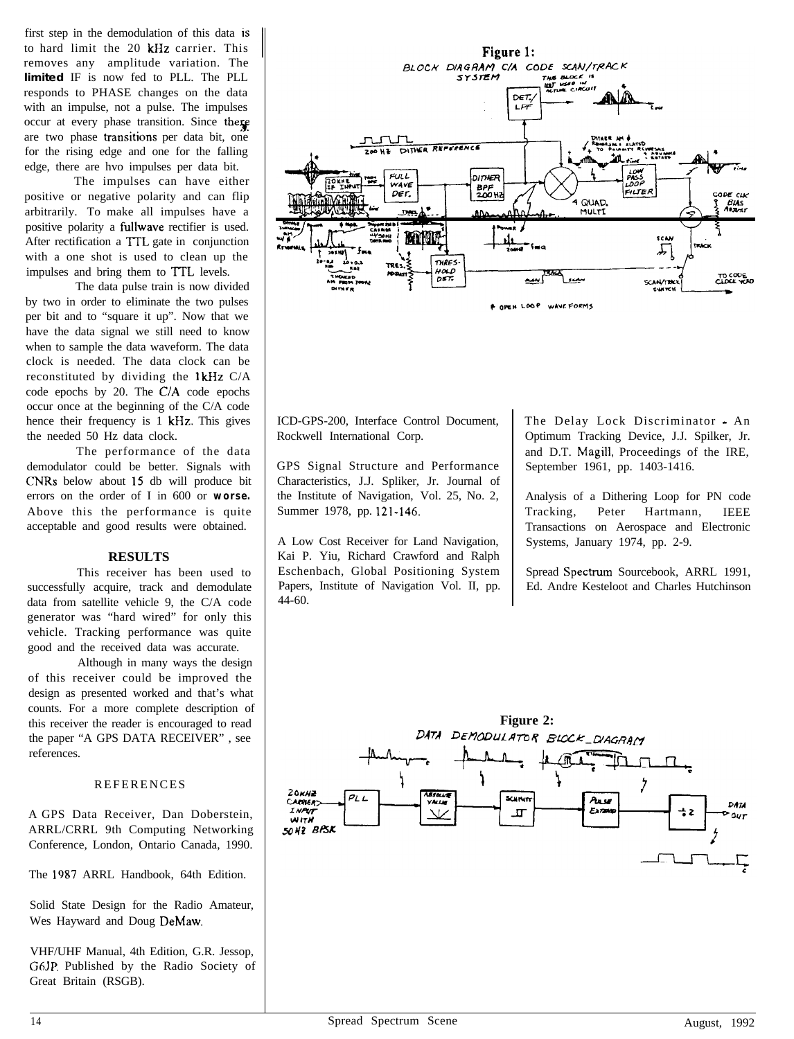first step in the demodulation of this data is to hard limit the 20 kHz carrier. This removes any amplitude variation. The **limited** IF is now fed to PLL. The PLL responds to PHASE changes on the data with an impulse, not a pulse. The impulses occur at every phase transition. Since there are two phase transitions per data bit, one for the rising edge and one for the falling edge, there are hvo impulses per data bit.

The impulses can have either positive or negative polarity and can flip arbitrarily. To make all impulses have a positive polarity a fullwave rectifier is used. After rectification a TTL gate in conjunction with a one shot is used to clean up the impulses and bring them to TTL levels.

The data pulse train is now divided by two in order to eliminate the two pulses per bit and to "square it up". Now that we have the data signal we still need to know when to sample the data waveform. The data clock is needed. The data clock can be reconstituted by dividing the 1kHz C/A code epochs by 20. The C/A code epochs occur once at the beginning of the C/A code hence their frequency is 1 kHz. This gives the needed 50 Hz data clock.

The performance of the data demodulator could be better. Signals with CNRs below about 15 db will produce bit errors on the order of I in 600 or **worse.** Above this the performance is quite acceptable and good results were obtained.

## RESULTS

This receiver has been used to successfully acquire, track and demodulate data from satellite vehicle 9, the C/A code generator was "hard wired" for only this vehicle. Tracking performance was quite good and the received data was accurate.

Although in many ways the design of this receiver could be improved the design as presented worked and that's what counts. For a more complete description of this receiver the reader is encouraged to read the paper "A GPS DATA RECEIVER" , see references.

## REFERENCES

A GPS Data Receiver, Dan Doberstein, ARRL/CRRL 9th Computing Networking Conference, London, Ontario Canada, 1990.

The 1987 ARRL Handbook, 64th Edition.

Solid State Design for the Radio Amateur, Wes Hayward and Doug DeMaw.

VHF/UHF Manual, 4th Edition, G.R. Jessop, G6JP. Published by the Radio Society of Great Britain (RSGB).

**Figure 1:** BLOCK DIAGRAM C/A CODE SCAN/TRACK SYSTEM

**Figure 2:** DATA DEMODULATOR BLOCK DIAGRAM

ICD-GPS-200, Interface Control Document, Rockwell International Corp.

GPS Signal Structure and Performance Characteristics, J.J. Spliker, Jr. Journal of the Institute of Navigation, Vol. 25, No. 2, Summer 1978, pp. 121-146.

A Low Cost Receiver for Land Navigation, Kai P. Yiu, Richard Crawford and Ralph Eschenbach, Global Positioning System Papers, Institute of Navigation Vol. II, pp. 44-60.

The Delay Lock Discriminator - An Optimum Tracking Device, J.J. Spilker, Jr. and D.T. Magill, Proceedings of the IRE, September 1961, pp. 1403-1416.

Analysis of a Dithering Loop for PN code Tracking, Peter Hartmann, IEEE Transactions on Aerospace and Electronic Systems, January 1974, pp. 2-9.

Spread Spectrum Sourcebook, ARRL 1991, Ed. Andre Kesteloot and Charles Hutchinson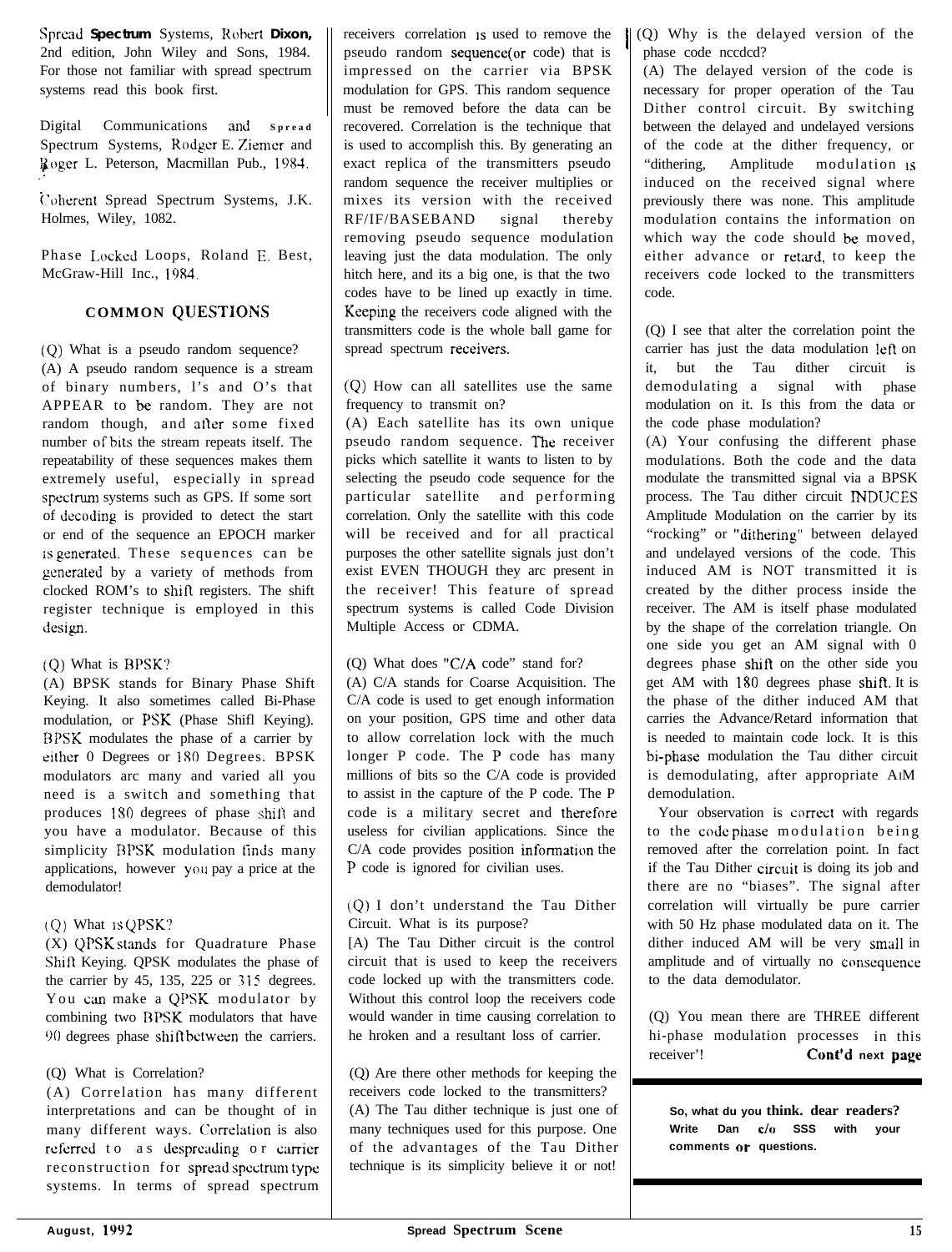Spread Spectrum Systems, Robert Dixon, 2nd edition, John Wiley and Sons, 1984. For those not familiar with spread spectrum systems read this book first.

Digital Communications and Spread Spectrum Systems, Rodger E. Ziemer and Roger L. Peterson, Macmillan Pub., 1984.

Coherent Spread Spectrum Systems, J.K. Holmes, Wiley, 1082.

Phase Locked Loops, Roland E. Best, McGraw-Hill Inc., 1984.

## COMMON QUESTIONS

(Q) What is a pseudo random sequence?
(A) A pseudo random sequence is a stream of binary numbers, l's and O's that APPEAR to be random. They are not random though, and after some fixed number of bits the stream repeats itself. The repeatability of these sequences makes them extremely useful, especially in spread spectrum systems such as GPS. If some sort of decoding is provided to detect the start or end of the sequence an EPOCH marker is generated. These sequences can be generated by a variety of methods from clocked ROM's to shift registers. The shift register technique is employed in this design.

(Q) What is BPSK?
(A) BPSK stands for Binary Phase Shift Keying. It also sometimes called Bi-Phase modulation, or PSK (Phase Shifl Keying). BPSK modulates the phase of a carrier by either 0 Degrees or 180 Degrees. BPSK modulators arc many and varied all you need is a switch and something that produces 180 degrees of phase shift and you have a modulator. Because of this simplicity BPSK modulation finds many applications, however you pay a price at the demodulator!

(Q) What is QPSK?
(X) QPSK stands for Quadrature Phase Shift Keying. QPSK modulates the phase of the carrier by 45, 135, 225 or 315 degrees. You can make a QPSK modulator by combining two BPSK modulators that have 90 degrees phase shift between the carriers.

(Q) What is Correlation?
(A) Correlation has many different interpretations and can be thought of in many different ways. Correlation is also referred to as despreading or carrier reconstruction for spread spectrum type systems. In terms of spread spectrum receivers correlation is used to remove the pseudo random sequence(or code) that is impressed on the carrier via BPSK modulation for GPS. This random sequence must be removed before the data can be recovered. Correlation is the technique that is used to accomplish this. By generating an exact replica of the transmitters pseudo random sequence the receiver multiplies or mixes its version with the received RF/IF/BASEBAND signal thereby removing pseudo sequence modulation leaving just the data modulation. The only hitch here, and its a big one, is that the two codes have to be lined up exactly in time. Keeping the receivers code aligned with the transmitters code is the whole ball game for spread spectrum receivers.

(Q) How can all satellites use the same frequency to transmit on?
(A) Each satellite has its own unique pseudo random sequence. The receiver picks which satellite it wants to listen to by selecting the pseudo code sequence for the particular satellite and performing correlation. Only the satellite with this code will be received and for all practical purposes the other satellite signals just don't exist EVEN THOUGH they arc present in the receiver! This feature of spread spectrum systems is called Code Division Multiple Access or CDMA.

(Q) What does "C/A code" stand for?
(A) C/A stands for Coarse Acquisition. The C/A code is used to get enough information on your position, GPS time and other data to allow correlation lock with the much longer P code. The P code has many millions of bits so the C/A code is provided to assist in the capture of the P code. The P code is a military secret and therefore useless for civilian applications. Since the C/A code provides position information the P code is ignored for civilian uses.

(Q) I don't understand the Tau Dither Circuit. What is its purpose?
[A) The Tau Dither circuit is the control circuit that is used to keep the receivers code locked up with the transmitters code. Without this control loop the receivers code would wander in time causing correlation to he hroken and a resultant loss of carrier.

(Q) Are there other methods for keeping the receivers code locked to the transmitters?
(A) The Tau dither technique is just one of many techniques used for this purpose. One of the advantages of the Tau Dither technique is its simplicity believe it or not!

(Q) Why is the delayed version of the phase code nccdcd?
(A) The delayed version of the code is necessary for proper operation of the Tau Dither control circuit. By switching between the delayed and undelayed versions of the code at the dither frequency, or "dithering, Amplitude modulation is induced on the received signal where previously there was none. This amplitude modulation contains the information on which way the code should be moved, either advance or retard, to keep the receivers code locked to the transmitters code.

(Q) I see that alter the correlation point the carrier has just the data modulation left on it, but the Tau dither circuit is demodulating a signal with phase modulation on it. Is this from the data or the code phase modulation?
(A) Your confusing the different phase modulations. Both the code and the data modulate the transmitted signal via a BPSK process. The Tau dither circuit INDUCES Amplitude Modulation on the carrier by its "rocking" or "dithering" between delayed and undelayed versions of the code. This induced AM is NOT transmitted it is created by the dither process inside the receiver. The AM is itself phase modulated by the shape of the correlation triangle. On one side you get an AM signal with 0 degrees phase shift on the other side you get AM with 180 degrees phase shift. It is the phase of the dither induced AM that carries the Advance/Retard information that is needed to maintain code lock. It is this bi-phase modulation the Tau dither circuit is demodulating, after appropriate AM demodulation.

Your observation is correct with regards to the code phase modulation being removed after the correlation point. In fact if the Tau Dither circuit is doing its job and there are no "biases". The signal after correlation will virtually be pure carrier with 50 Hz phase modulated data on it. The dither induced AM will be very small in amplitude and of virtually no consequence to the data demodulator.

(Q) You mean there are THREE different hi-phase modulation processes in this receiver'! **Cont'd next page**

**So, what du you think. dear readers? Write Dan c/o SSS with your comments or questions.**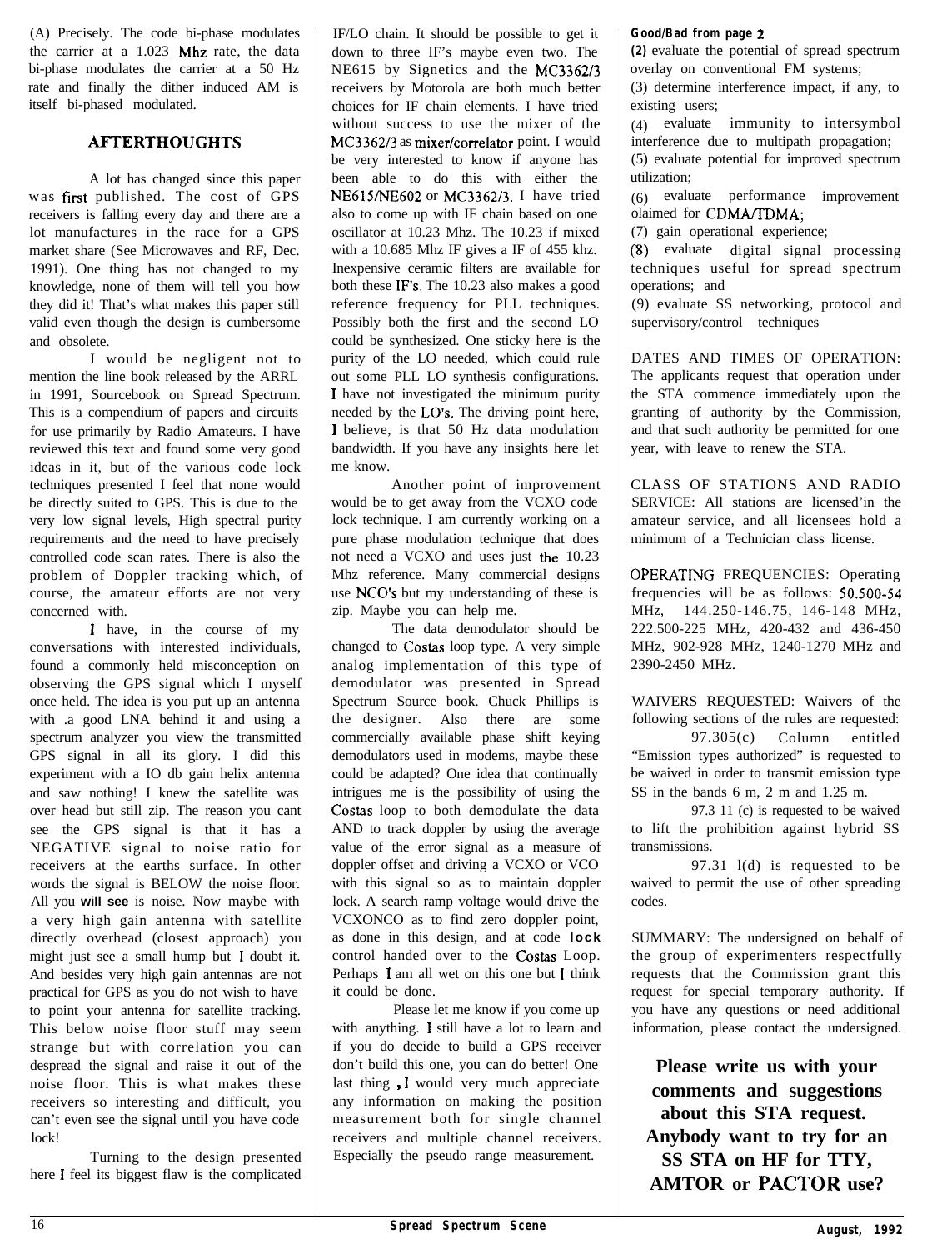(A) Precisely. The code bi-phase modulates the carrier at a 1.023 Mhz rate, the data bi-phase modulates the carrier at a 50 Hz rate and finally the dither induced AM is itself bi-phased modulated.

## AFTERTHOUGHTS

A lot has changed since this paper was first published. The cost of GPS receivers is falling every day and there are a lot manufactures in the race for a GPS market share (See Microwaves and RF, Dec. 1991). One thing has not changed to my knowledge, none of them will tell you how they did it! That's what makes this paper still valid even though the design is cumbersome and obsolete.

I would be negligent not to mention the line book released by the ARRL in 1991, Sourcebook on Spread Spectrum. This is a compendium of papers and circuits for use primarily by Radio Amateurs. I have reviewed this text and found some very good ideas in it, but of the various code lock techniques presented I feel that none would be directly suited to GPS. This is due to the very low signal levels, High spectral purity requirements and the need to have precisely controlled code scan rates. There is also the problem of Doppler tracking which, of course, the amateur efforts are not very concerned with.

I have, in the course of my conversations with interested individuals, found a commonly held misconception on observing the GPS signal which I myself once held. The idea is you put up an antenna with .a good LNA behind it and using a spectrum analyzer you view the transmitted GPS signal in all its glory. I did this experiment with a IO db gain helix antenna and saw nothing! I knew the satellite was over head but still zip. The reason you cant see the GPS signal is that it has a NEGATIVE signal to noise ratio for receivers at the earths surface. In other words the signal is BELOW the noise floor. All you **will see** is noise. Now maybe with a very high gain antenna with satellite directly overhead (closest approach) you might just see a small hump but I doubt it. And besides very high gain antennas are not practical for GPS as you do not wish to have to point your antenna for satellite tracking. This below noise floor stuff may seem strange but with correlation you can despread the signal and raise it out of the noise floor. This is what makes these receivers so interesting and difficult, you can't even see the signal until you have code lock!

Turning to the design presented here I feel its biggest flaw is the complicated IF/LO chain. It should be possible to get it down to three IF's maybe even two. The NE615 by Signetics and the MC3362/3 receivers by Motorola are both much better choices for IF chain elements. I have tried without success to use the mixer of the MC3362/3 as mixer/correlator point. I would be very interested to know if anyone has been able to do this with either the NE615/NE602 or MC3362/3. I have tried also to come up with IF chain based on one oscillator at 10.23 Mhz. The 10.23 if mixed with a 10.685 Mhz IF gives a IF of 455 khz. Inexpensive ceramic filters are available for both these IF's. The 10.23 also makes a good reference frequency for PLL techniques. Possibly both the first and the second LO could be synthesized. One sticky here is the purity of the LO needed, which could rule out some PLL LO synthesis configurations. I have not investigated the minimum purity needed by the LO's. The driving point here, I believe, is that 50 Hz data modulation bandwidth. If you have any insights here let me know.

Another point of improvement would be to get away from the VCXO code lock technique. I am currently working on a pure phase modulation technique that does not need a VCXO and uses just the 10.23 Mhz reference. Many commercial designs use NCO's but my understanding of these is zip. Maybe you can help me.

The data demodulator should be changed to Costas loop type. A very simple analog implementation of this type of demodulator was presented in Spread Spectrum Source book. Chuck Phillips is the designer. Also there are some commercially available phase shift keying demodulators used in modems, maybe these could be adapted? One idea that continually intrigues me is the possibility of using the Costas loop to both demodulate the data AND to track doppler by using the average value of the error signal as a measure of doppler offset and driving a VCXO or VCO with this signal so as to maintain doppler lock. A search ramp voltage would drive the VCXONCO as to find zero doppler point, as done in this design, and at code **lock** control handed over to the Costas Loop. Perhaps I am all wet on this one but I think it could be done.

Please let me know if you come up with anything. I still have a lot to learn and if you do decide to build a GPS receiver don't build this one, you can do better! One last thing , I would very much appreciate any information on making the position measurement both for single channel receivers and multiple channel receivers. Especially the pseudo range measurement.

**Good/Bad from page 2**

(2) evaluate the potential of spread spectrum overlay on conventional FM systems;
(3) determine interference impact, if any, to existing users;
(4) evaluate immunity to intersymbol interference due to multipath propagation;
(5) evaluate potential for improved spectrum utilization;
(6) evaluate performance improvement olaimed for CDMA/TDMA;
(7) gain operational experience;
(8) evaluate digital signal processing techniques useful for spread spectrum operations; and
(9) evaluate SS networking, protocol and supervisory/control techniques

DATES AND TIMES OF OPERATION: The applicants request that operation under the STA commence immediately upon the granting of authority by the Commission, and that such authority be permitted for one year, with leave to renew the STA.

CLASS OF STATIONS AND RADIO SERVICE: All stations are licensed'in the amateur service, and all licensees hold a minimum of a Technician class license.

OPERATING FREQUENCIES: Operating frequencies will be as follows: 50.500-54 MHz, 144.250-146.75, 146-148 MHz, 222.500-225 MHz, 420-432 and 436-450 MHz, 902-928 MHz, 1240-1270 MHz and 2390-2450 MHz.

WAIVERS REQUESTED: Waivers of the following sections of the rules are requested:

97.305(c) Column entitled "Emission types authorized" is requested to be waived in order to transmit emission type SS in the bands 6 m, 2 m and 1.25 m.

97.3 11 (c) is requested to be waived to lift the prohibition against hybrid SS transmissions.

97.31 l(d) is requested to be waived to permit the use of other spreading codes.

SUMMARY: The undersigned on behalf of the group of experimenters respectfully requests that the Commission grant this request for special temporary authority. If you have any questions or need additional information, please contact the undersigned.

**Please write us with your comments and suggestions about this STA request. Anybody want to try for an SS STA on HF for TTY, AMTOR or PACTOR use?**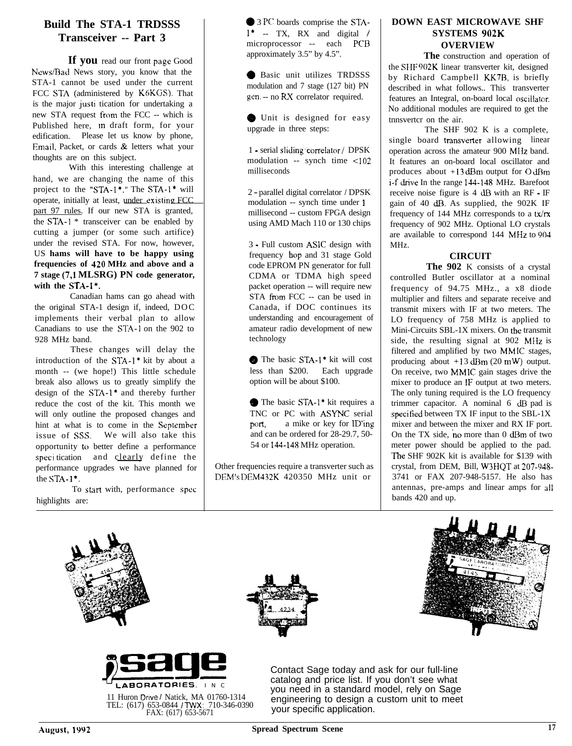## Build The STA-1 TRDSSS Transceiver -- Part 3

**If you** read our front page Good News/Bad News story, you know that the STA-1 cannot be used under the current FCC STA (administered by K6KGS). That is the major justification for undertaking a new STA request from the FCC -- which is Published here, in draft form, for your edification. Please let us know by phone, Email, Packet, or cards & letters what your thoughts are on this subject.

With this interesting challenge at hand, we are changing the name of this project to the "STA-1*." The STA-1* will operate, initially at least, under existing FCC part 97 rules. If our new STA is granted, the STA-1* transceiver can be enabled by cutting a jumper (or some such artifice) under the revised STA. For now, however, US **hams will have to be happy using frequencies of 420 MHz and above and a 7 stage (7,1 MLSRG) PN code generator, with the STA-1*.**

Canadian hams can go ahead with the original STA-1 design if, indeed, DOC implements their verbal plan to allow Canadians to use the STA-1 on the 902 to 928 MHz band.

These changes will delay the introduction of the STA-1* kit by about a month -- (we hope!) This little schedule break also allows us to greatly simplify the design of the STA-1* and thereby further reduce the cost of the kit. This month we will only outline the proposed changes and hint at what is to come in the September issue of SSS. We will also take this opportunity to better define a performance specification and clearly define the performance upgrades we have planned for the STA-1*.

To start with, performance spec highlights are:

- 3 PC boards comprise the STA-1* -- TX, RX and digital / microprocessor -- each PCB approximately 3.5" by 4.5".
- Basic unit utilizes TRDSSS modulation and 7 stage (127 bit) PN gen. -- no RX correlator required.
- Unit is designed for easy upgrade in three steps:

1 - serial sliding correlator / DPSK modulation -- synch time <102 milliseconds

2 - parallel digital correlator / DPSK modulation -- synch time under 1 millisecond -- custom FPGA design using AMD Mach 110 or 130 chips

3 - Full custom ASIC design with frequency hop and 31 stage Gold code EPROM PN generator for full CDMA or TDMA high speed packet operation -- will require new STA from FCC -- can be used in Canada, if DOC continues its understanding and encouragement of amateur radio development of new technology

- The basic STA-1* kit will cost less than $200. Each upgrade option will be about $100.
- The basic STA-1* kit requires a TNC or PC with ASYNC serial port, a mike or key for ID'ing and can be ordered for 28-29.7, 50-54 or 144-148 MHz operation.

Other frequencies require a transverter such as DEM's DEM432K 420350 MHz unit or

## DOWN EAST MICROWAVE SHF SYSTEMS 902K OVERVIEW

**The** construction and operation of the SHF 902K linear transverter kit, designed by Richard Campbell KK7B, is briefly described in what follows.. This transverter features an Integral, on-board local oscillator. No additional modules are required to get the tnnsvertcr on the air.

The SHF 902 K is a complete, single board transverter allowing linear operation across the amateur 900 MHz band. It features an on-board local oscillator and produces about +13 dBm output for 0 dBm i-f drive In the range 144-148 MHz. Barefoot receive noise figure is 4 dB with an RF - IF gain of 40 dB. As supplied, the 902K IF frequency of 144 MHz corresponds to a tx/rx frequency of 902 MHz. Optional LO crystals are available to correspond 144 MHz to 904 MHz.

### CIRCUIT

**The 902** K consists of a crystal controlled Butler oscillator at a nominal frequency of 94.75 MHz., a x8 diode multiplier and filters and separate receive and transmit mixers with IF at two meters. The LO frequency of 758 MHz is applied to Mini-Circuits SBL-1X mixers. On the transmit side, the resulting signal at 902 MHz is filtered and amplified by two MMIC stages, producing about +13 dBm (20 mW) output. On receive, two MMIC gain stages drive the mixer to produce an IF output at two meters. The only tuning required is the LO frequency trimmer capacitor. A nominal 6 dB pad is specified between TX IF input to the SBL-1X mixer and between the mixer and RX IF port. On the TX side, no more than 0 dBm of two meter power should be applied to the pad. The SHF 902K kit is available for $139 with crystal, from DEM, Bill, W3HQT at 207-948-3741 or FAX 207-948-5157. He also has antennas, pre-amps and linear amps for all bands 420 and up.

---

**sage LABORATORIES, INC**

11 Huron Drive / Natick, MA 01760-1314
TEL: (617) 653-0844 / TWX: 710-346-0390
FAX: (617) 653-5671

Contact Sage today and ask for our full-line catalog and price list. If you don't see what you need in a standard model, rely on Sage engineering to design a custom unit to meet your specific application.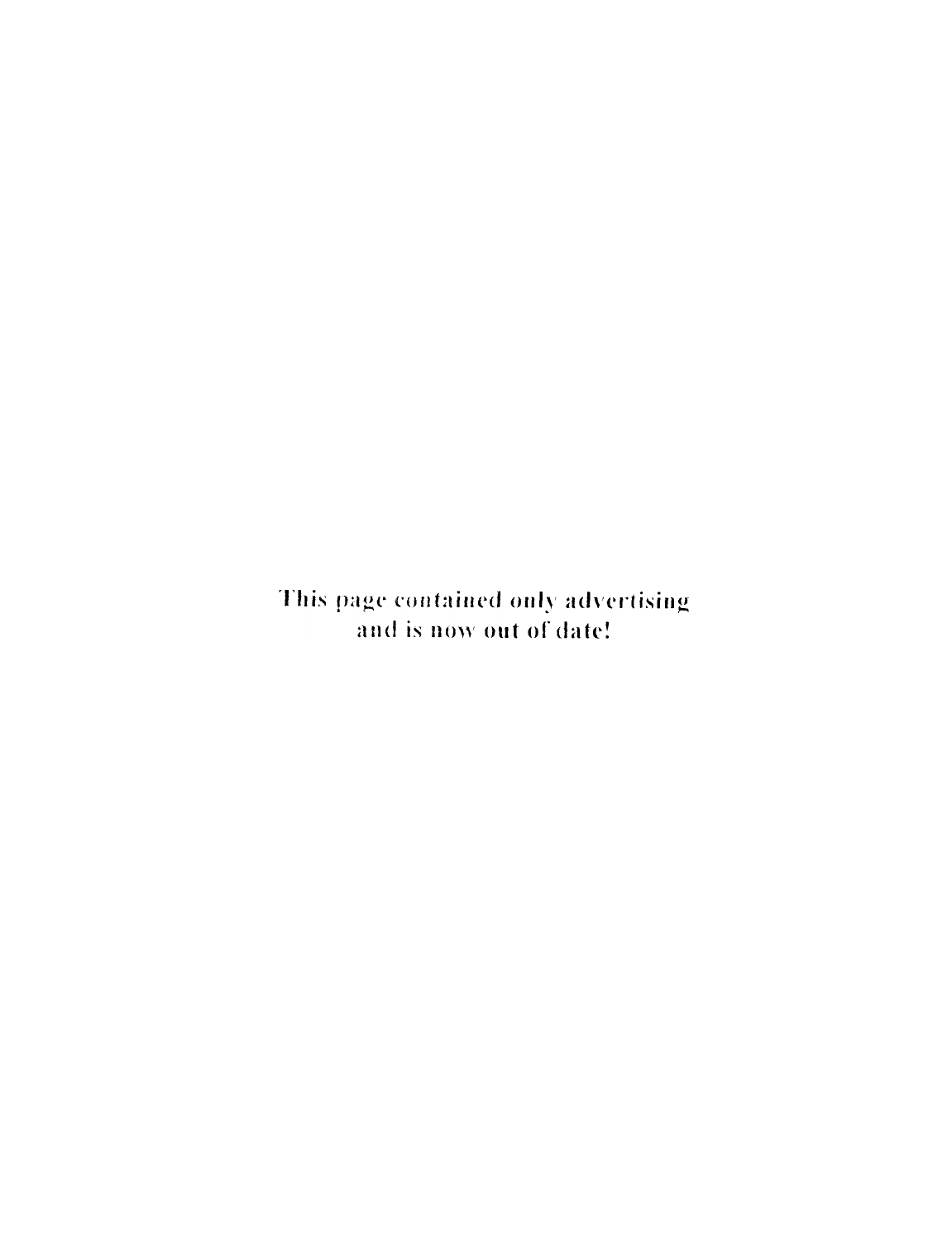This page contained only advertising
and is now out of date!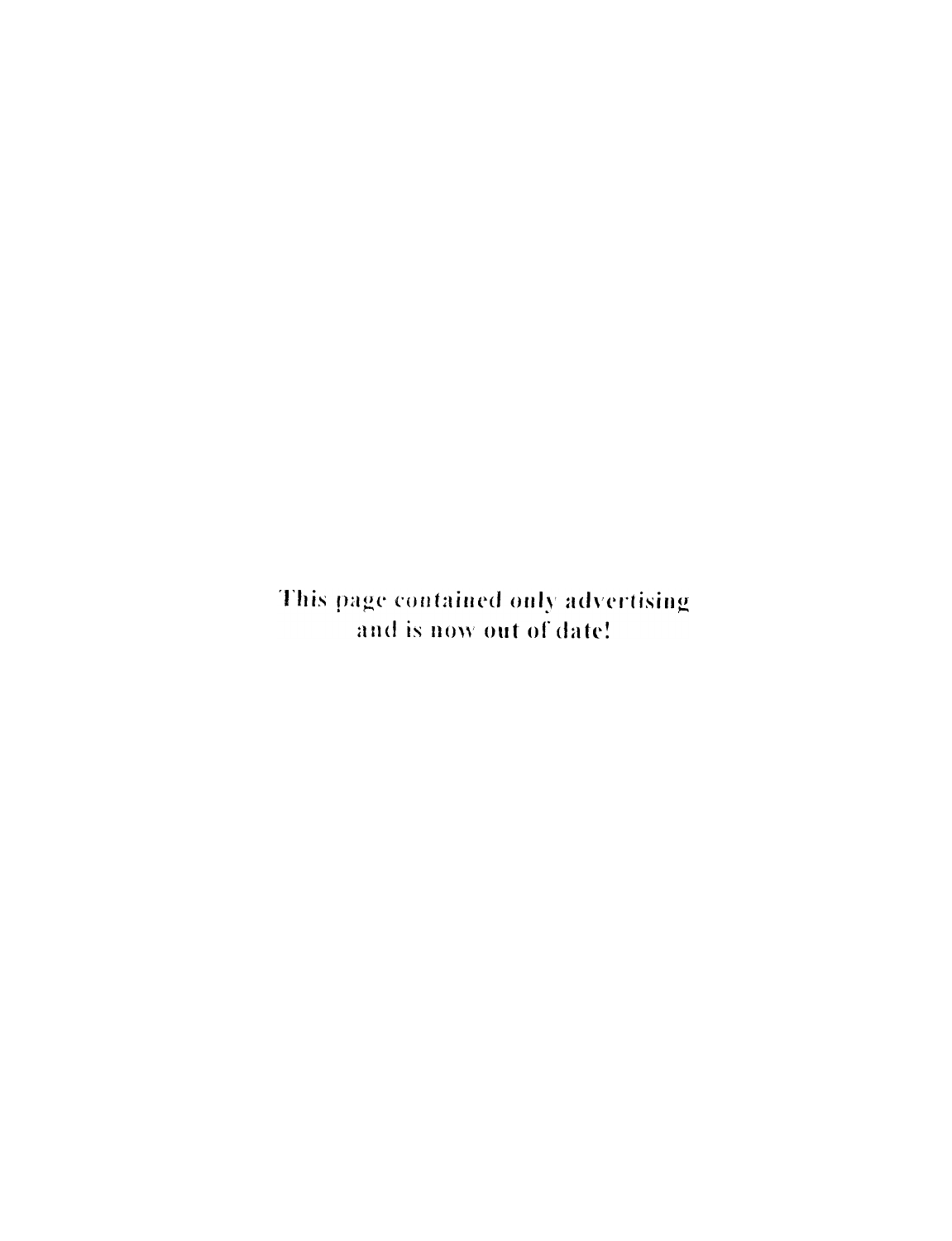This page contained only advertising
and is now out of date!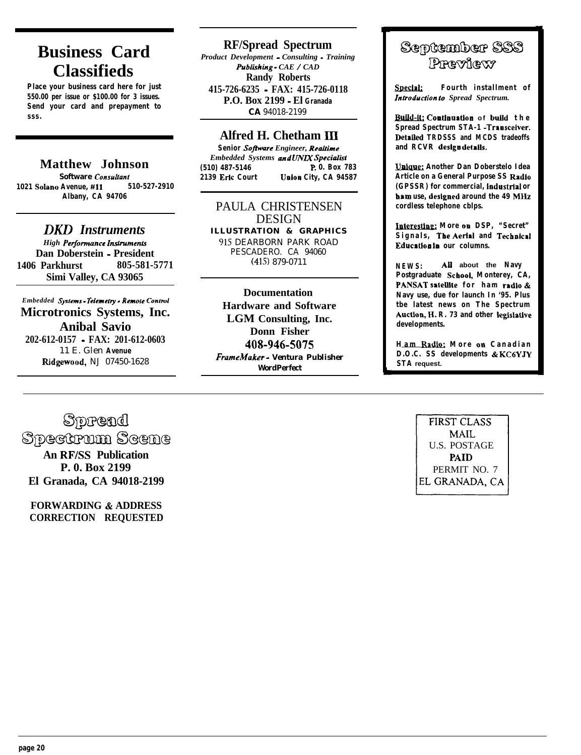# Business Card Classifieds

**Place your business card here for just 550.00 per issue or $100.00 for 3 issues. Send your card and prepayment to SSS.**

---

**Matthew Johnson**
**Software** *Consultant*
**1021 Solano Avenue, #11** **510-527-2910**
**Albany, CA 94706**

---

***DKD Instruments***
*High Performance Instruments*
**Dan Doberstein - President**
**1406 Parkhurst** **805-581-5771**
**Simi Valley, CA 93065**

---

*Embedded Systems - Telemetry - Remote Control*
**Microtronics Systems, Inc.**
**Anibal Savio**
**202-612-0157 - FAX: 201-612-0603**
11 E. Glen **Avenue**
**Ridgewood,** NJ 07450-1628

---

**RF/Spread Spectrum**
*Product Development - Consulting - Training*
*Publishing - CAE / CAD*
**Randy Roberts**
**415-726-6235 - FAX: 415-726-0118**
**P.O. Box 2199 - El Granada**
**CA** 94018-2199

---

**Alfred H. Chetham III**
**Senior** *Software Engineer, Realtime*
*Embedded Systems and UNIX Specialist*
**(510) 487-5146** **P. 0. Box 783**
**2139 Eric Court** **Union City, CA 94587**

---

PAULA CHRISTENSEN DESIGN
**ILLUSTRATION & GRAPHICS**
915 DEARBORN PARK ROAD
PESCADERO. CA 94060
(415) 879-0711

---

**Documentation**
**Hardware and Software**
**LGM Consulting, Inc.**
**Donn Fisher**
**408-946-5075**
*FrameMaker* - **Ventura Publisher**
**WordPerfect**

---

## September SSS Preview

**Special:** **Fourth installment of** *Introduction to Spread Spectrum.*

**Build-it: Continuation of build the Spread Spectrum STA-1 -Transceiver. Detailed TRDSSS and MCDS tradeoffs and RCVR design details.**

**Unique: Another Dan Doberstelo Idea Article on a General Purpose SS Radio (GPSSR) for commercial, industrial or ham use, designed around the 49 MHz cordless telephone cblps.**

**Interesting: More on DSP, "Secret" Signals, The Aerial and Technical Education in our columns.**

**NEWS: All about the Navy Postgraduate School, Monterey, CA, PANSAT satellite for ham radio & Navy use, due for launch In '95. Plus tbe latest news on The Spectrum Auction, H. R. 73 and other legislative developments.**

**Ham Radio: More on Canadian D.O.C. SS developments & KC6YJY STA request.**

---

## Spread Spectrum Scene

**An RF/SS Publication**
**P. 0. Box 2199**
**El Granada, CA 94018-2199**

**FORWARDING & ADDRESS CORRECTION REQUESTED**

FIRST CLASS
MAIL
U.S. POSTAGE
**PAID**
PERMIT NO. 7
EL GRANADA, CA